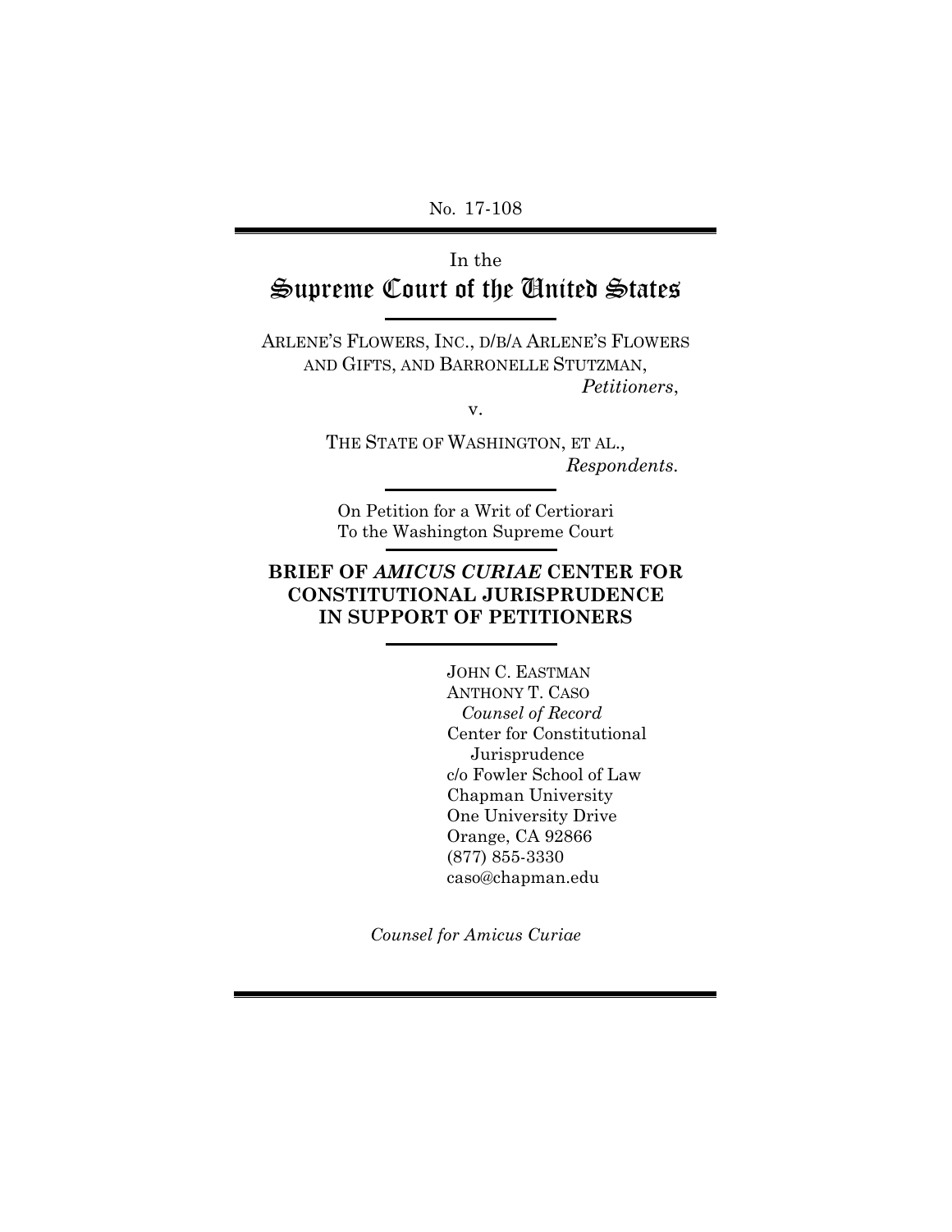No. 17-108

In the

# Supreme Court of the United States

ARLENE'S FLOWERS, INC., D/B/A ARLENE'S FLOWERS AND GIFTS, AND BARRONELLE STUTZMAN,
*Petitioners*,

v.

THE STATE OF WASHINGTON, ET AL.,
*Respondents.*

On Petition for a Writ of Certiorari
To the Washington Supreme Court

**BRIEF OF *AMICUS CURIAE* CENTER FOR CONSTITUTIONAL JURISPRUDENCE IN SUPPORT OF PETITIONERS**

JOHN C. EASTMAN
ANTHONY T. CASO
*Counsel of Record*
Center for Constitutional Jurisprudence
c/o Fowler School of Law
Chapman University
One University Drive
Orange, CA 92866
(877) 855-3330
caso@chapman.edu

*Counsel for Amicus Curiae*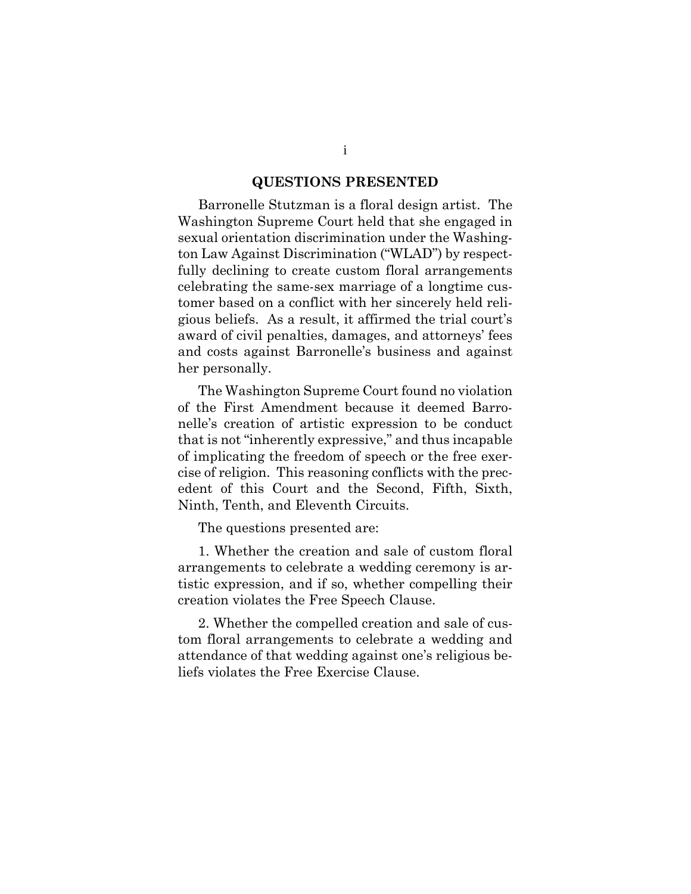## QUESTIONS PRESENTED

Barronelle Stutzman is a floral design artist. The Washington Supreme Court held that she engaged in sexual orientation discrimination under the Washington Law Against Discrimination ("WLAD") by respectfully declining to create custom floral arrangements celebrating the same-sex marriage of a longtime customer based on a conflict with her sincerely held religious beliefs. As a result, it affirmed the trial court's award of civil penalties, damages, and attorneys' fees and costs against Barronelle's business and against her personally.

The Washington Supreme Court found no violation of the First Amendment because it deemed Barronelle's creation of artistic expression to be conduct that is not "inherently expressive," and thus incapable of implicating the freedom of speech or the free exercise of religion. This reasoning conflicts with the precedent of this Court and the Second, Fifth, Sixth, Ninth, Tenth, and Eleventh Circuits.

The questions presented are:

1. Whether the creation and sale of custom floral arrangements to celebrate a wedding ceremony is artistic expression, and if so, whether compelling their creation violates the Free Speech Clause.

2. Whether the compelled creation and sale of custom floral arrangements to celebrate a wedding and attendance of that wedding against one's religious beliefs violates the Free Exercise Clause.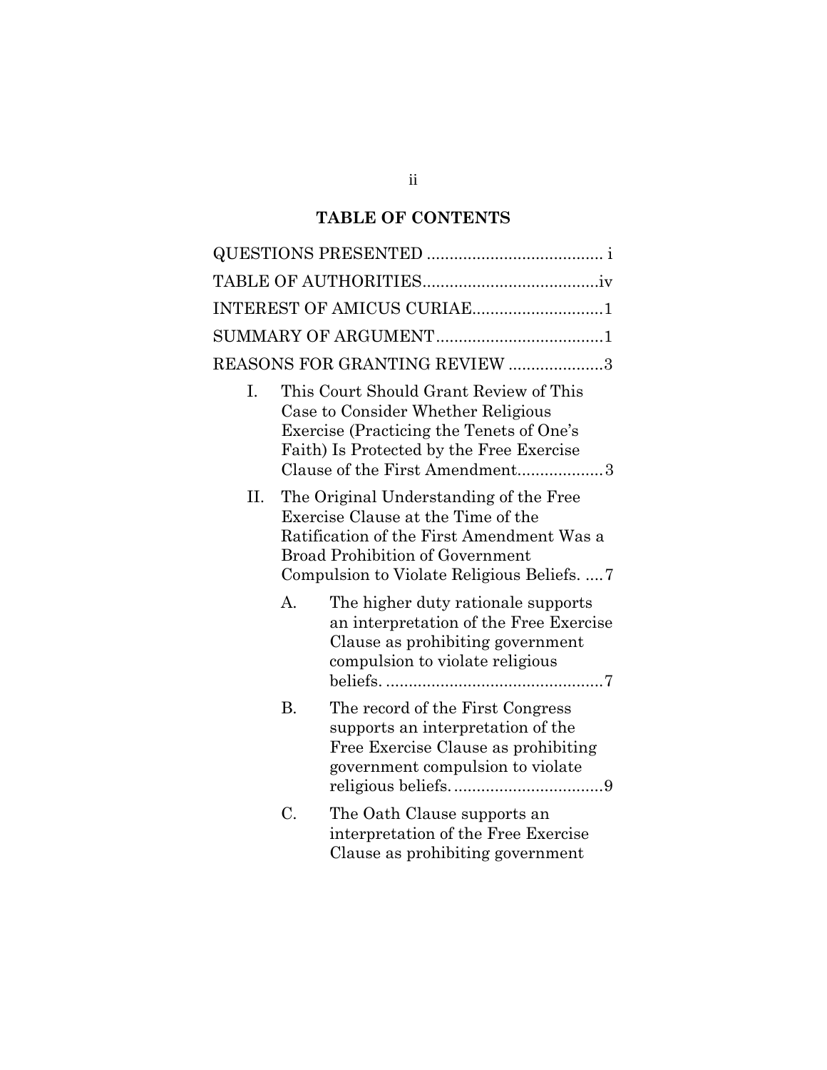## TABLE OF CONTENTS

QUESTIONS PRESENTED ...................................... i

TABLE OF AUTHORITIES......................................iv

INTEREST OF AMICUS CURIAE............................1

SUMMARY OF ARGUMENT....................................1

REASONS FOR GRANTING REVIEW ....................3

- I. This Court Should Grant Review of This Case to Consider Whether Religious Exercise (Practicing the Tenets of One's Faith) Is Protected by the Free Exercise Clause of the First Amendment..................3
- II. The Original Understanding of the Free Exercise Clause at the Time of the Ratification of the First Amendment Was a Broad Prohibition of Government Compulsion to Violate Religious Beliefs. ....7
  - A. The higher duty rationale supports an interpretation of the Free Exercise Clause as prohibiting government compulsion to violate religious beliefs. ...............................................7
  - B. The record of the First Congress supports an interpretation of the Free Exercise Clause as prohibiting government compulsion to violate religious beliefs. ................................9
  - C. The Oath Clause supports an interpretation of the Free Exercise Clause as prohibiting government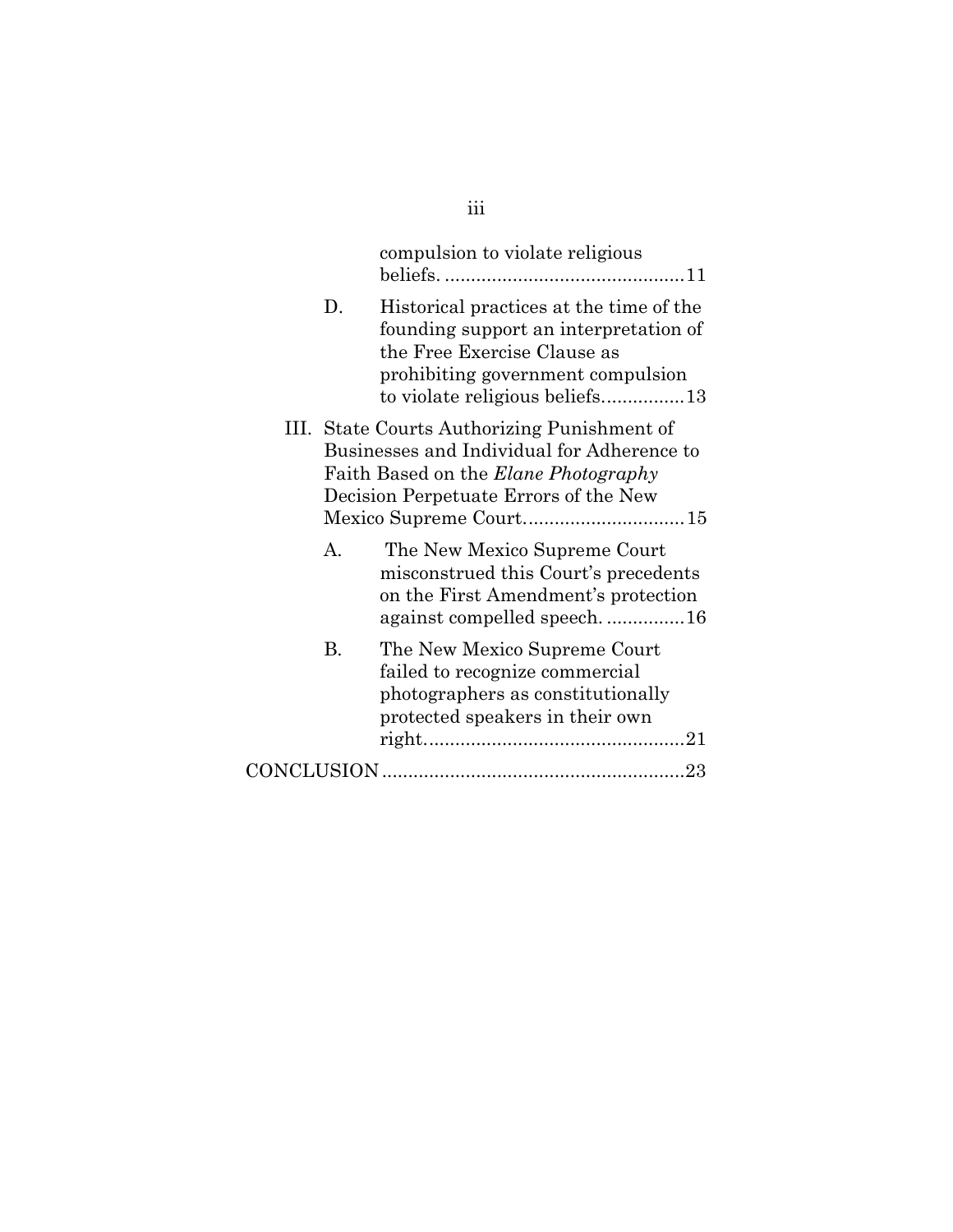compulsion to violate religious beliefs. ............................................11

D. Historical practices at the time of the founding support an interpretation of the Free Exercise Clause as prohibiting government compulsion to violate religious beliefs................13

III. State Courts Authorizing Punishment of Businesses and Individual for Adherence to Faith Based on the *Elane Photography* Decision Perpetuate Errors of the New Mexico Supreme Court..............................15

A. The New Mexico Supreme Court misconstrued this Court's precedents on the First Amendment's protection against compelled speech. ...............16

B. The New Mexico Supreme Court failed to recognize commercial photographers as constitutionally protected speakers in their own right.................................................21

CONCLUSION.........................................................23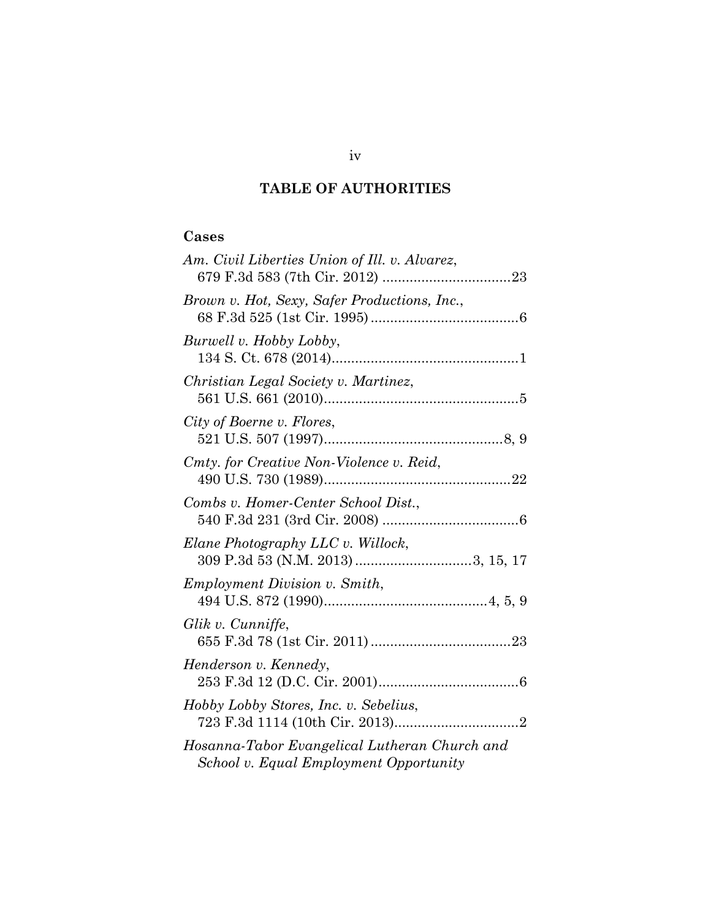# TABLE OF AUTHORITIES

## Cases

*Am. Civil Liberties Union of Ill. v. Alvarez*, 679 F.3d 583 (7th Cir. 2012) ................................23

*Brown v. Hot, Sexy, Safer Productions, Inc.*, 68 F.3d 525 (1st Cir. 1995) ......................................6

*Burwell v. Hobby Lobby*, 134 S. Ct. 678 (2014)................................................1

*Christian Legal Society v. Martinez*, 561 U.S. 661 (2010)..................................................5

*City of Boerne v. Flores*, 521 U.S. 507 (1997)..............................................8, 9

*Cmty. for Creative Non-Violence v. Reid*, 490 U.S. 730 (1989)................................................22

*Combs v. Homer-Center School Dist.*, 540 F.3d 231 (3rd Cir. 2008) ...................................6

*Elane Photography LLC v. Willock*, 309 P.3d 53 (N.M. 2013) ..............................3, 15, 17

*Employment Division v. Smith*, 494 U.S. 872 (1990)..........................................4, 5, 9

*Glik v. Cunniffe*, 655 F.3d 78 (1st Cir. 2011) ....................................23

*Henderson v. Kennedy*, 253 F.3d 12 (D.C. Cir. 2001)....................................6

*Hobby Lobby Stores, Inc. v. Sebelius*, 723 F.3d 1114 (10th Cir. 2013)................................2

*Hosanna-Tabor Evangelical Lutheran Church and School v. Equal Employment Opportunity*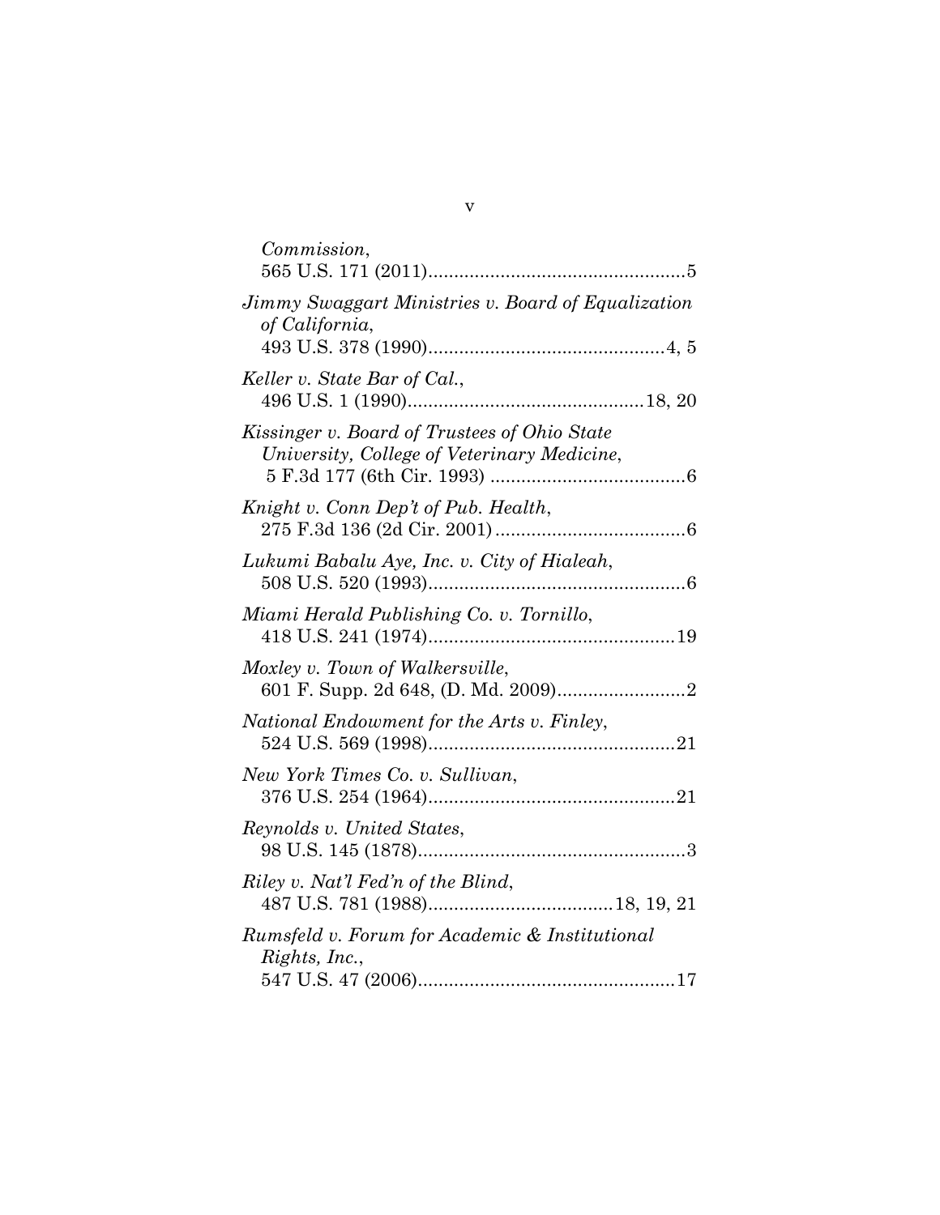*Commission*,
565 U.S. 171 (2011)..................................................5

*Jimmy Swaggart Ministries v. Board of Equalization of California*,
493 U.S. 378 (1990)..............................................4, 5

*Keller v. State Bar of Cal.*,
496 U.S. 1 (1990)..............................................18, 20

*Kissinger v. Board of Trustees of Ohio State University, College of Veterinary Medicine*,
5 F.3d 177 (6th Cir. 1993) ......................................6

*Knight v. Conn Dep't of Pub. Health*,
275 F.3d 136 (2d Cir. 2001).....................................6

*Lukumi Babalu Aye, Inc. v. City of Hialeah*,
508 U.S. 520 (1993)..................................................6

*Miami Herald Publishing Co. v. Tornillo*,
418 U.S. 241 (1974)................................................19

*Moxley v. Town of Walkersville*,
601 F. Supp. 2d 648, (D. Md. 2009).........................2

*National Endowment for the Arts v. Finley*,
524 U.S. 569 (1998)................................................21

*New York Times Co. v. Sullivan*,
376 U.S. 254 (1964)................................................21

*Reynolds v. United States*,
98 U.S. 145 (1878)....................................................3

*Riley v. Nat'l Fed'n of the Blind*,
487 U.S. 781 (1988)...................................18, 19, 21

*Rumsfeld v. Forum for Academic & Institutional Rights, Inc.*,
547 U.S. 47 (2006)..................................................17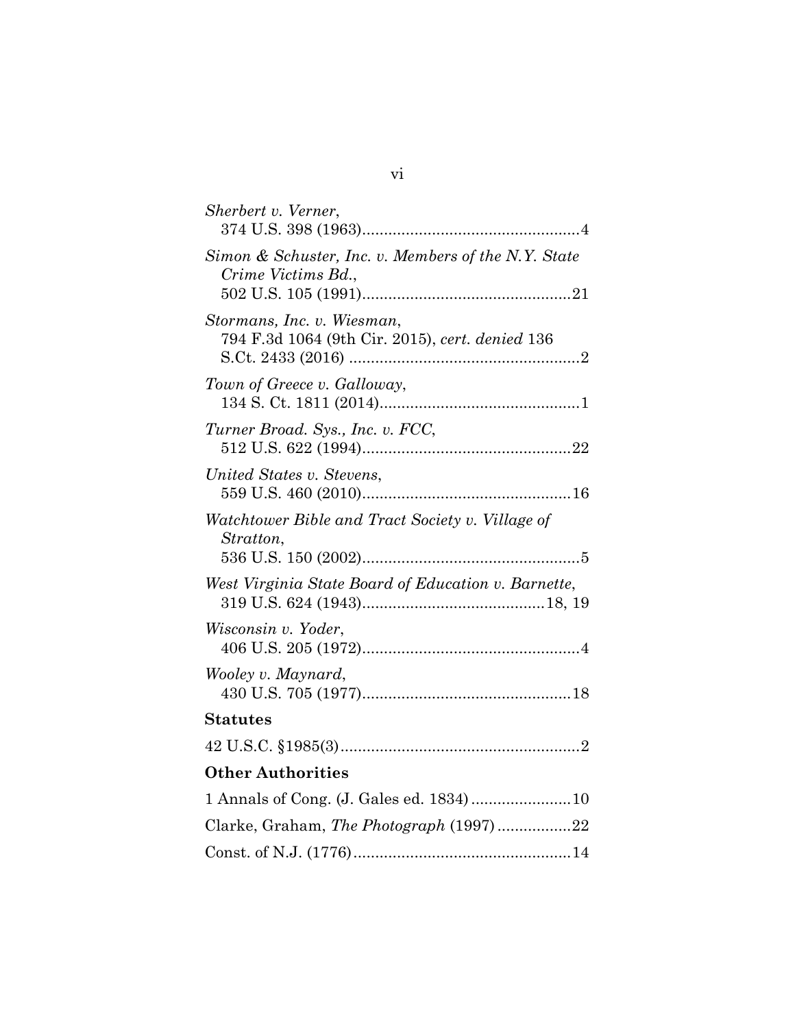*Sherbert v. Verner*,
374 U.S. 398 (1963)..................................................4

*Simon & Schuster, Inc. v. Members of the N.Y. State Crime Victims Bd.*,
502 U.S. 105 (1991)................................................21

*Stormans, Inc. v. Wiesman*,
794 F.3d 1064 (9th Cir. 2015), *cert. denied* 136 S.Ct. 2433 (2016) .....................................................2

*Town of Greece v. Galloway*,
134 S. Ct. 1811 (2014)..............................................1

*Turner Broad. Sys., Inc. v. FCC*,
512 U.S. 622 (1994)................................................22

*United States v. Stevens*,
559 U.S. 460 (2010)................................................16

*Watchtower Bible and Tract Society v. Village of Stratton*,
536 U.S. 150 (2002)..................................................5

*West Virginia State Board of Education v. Barnette*,
319 U.S. 624 (1943)..........................................18, 19

*Wisconsin v. Yoder*,
406 U.S. 205 (1972)..................................................4

*Wooley v. Maynard*,
430 U.S. 705 (1977)................................................18

**Statutes**

42 U.S.C. §1985(3).......................................................2

**Other Authorities**

1 Annals of Cong. (J. Gales ed. 1834).......................10

Clarke, Graham, *The Photograph* (1997).................22

Const. of N.J. (1776)..................................................14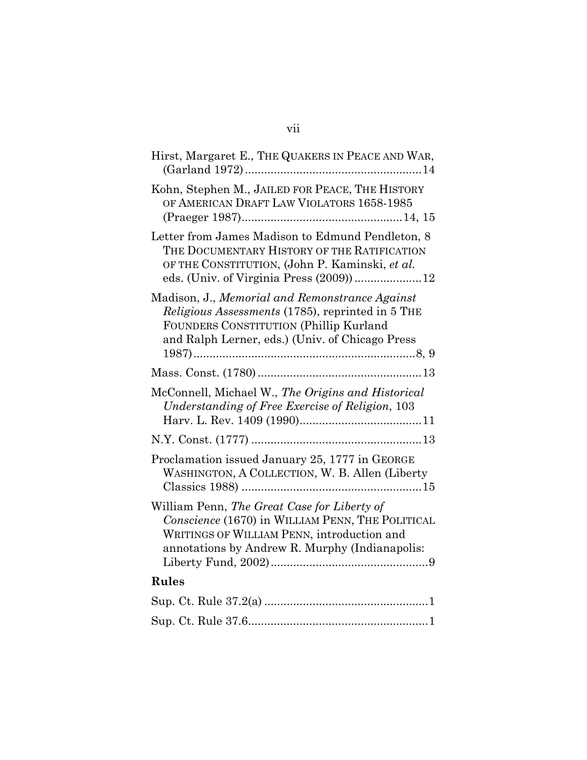Hirst, Margaret E., THE QUAKERS IN PEACE AND WAR, (Garland 1972) .......................................................14

Kohn, Stephen M., JAILED FOR PEACE, THE HISTORY OF AMERICAN DRAFT LAW VIOLATORS 1658-1985 (Praeger 1987)..................................................14, 15

Letter from James Madison to Edmund Pendleton, 8 THE DOCUMENTARY HISTORY OF THE RATIFICATION OF THE CONSTITUTION, (John P. Kaminski, *et al.* eds. (Univ. of Virginia Press (2009)) .....................12

Madison, J., *Memorial and Remonstrance Against Religious Assessments* (1785), reprinted in 5 THE FOUNDERS CONSTITUTION (Phillip Kurland and Ralph Lerner, eds.) (Univ. of Chicago Press 1987).....................................................................8, 9

Mass. Const. (1780) ...................................................13

McConnell, Michael W., *The Origins and Historical Understanding of Free Exercise of Religion*, 103 Harv. L. Rev. 1409 (1990)......................................11

N.Y. Const. (1777) .....................................................13

Proclamation issued January 25, 1777 in GEORGE WASHINGTON, A COLLECTION, W. B. Allen (Liberty Classics 1988) ........................................................15

William Penn, *The Great Case for Liberty of Conscience* (1670) in WILLIAM PENN, THE POLITICAL WRITINGS OF WILLIAM PENN, introduction and annotations by Andrew R. Murphy (Indianapolis: Liberty Fund, 2002).................................................9

## Rules

Sup. Ct. Rule 37.2(a) ...................................................1

Sup. Ct. Rule 37.6........................................................1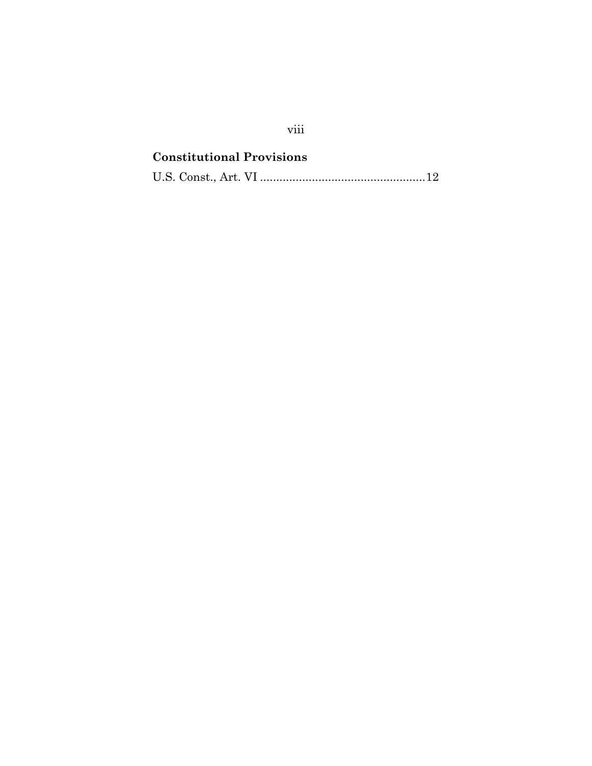**Constitutional Provisions**

U.S. Const., Art. VI ..................................................12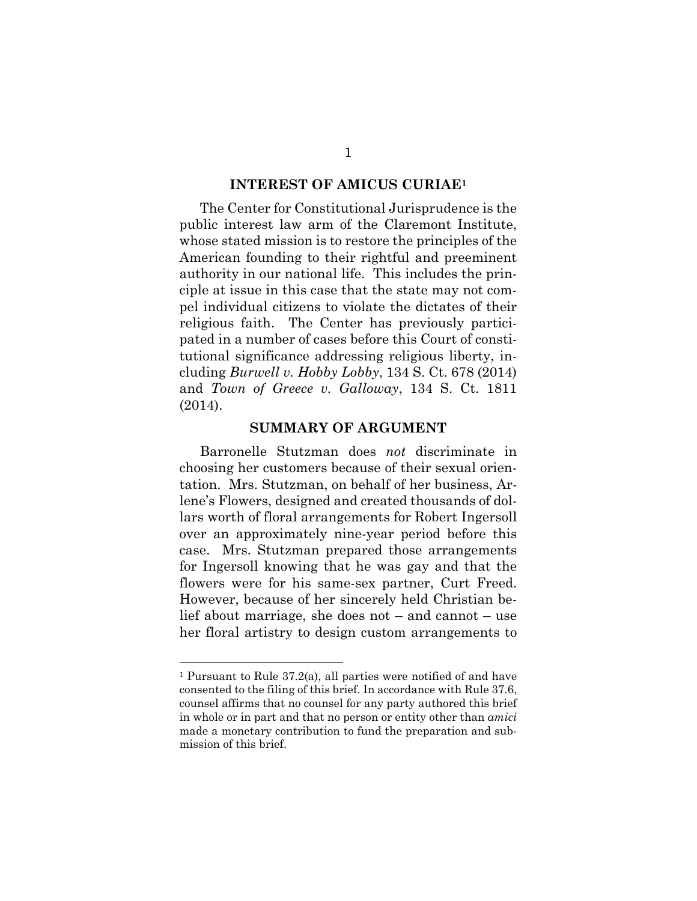## INTEREST OF AMICUS CURIAE[1]

The Center for Constitutional Jurisprudence is the public interest law arm of the Claremont Institute, whose stated mission is to restore the principles of the American founding to their rightful and preeminent authority in our national life. This includes the principle at issue in this case that the state may not compel individual citizens to violate the dictates of their religious faith. The Center has previously participated in a number of cases before this Court of constitutional significance addressing religious liberty, including *Burwell v. Hobby Lobby*, 134 S. Ct. 678 (2014) and *Town of Greece v. Galloway*, 134 S. Ct. 1811 (2014).

## SUMMARY OF ARGUMENT

Barronelle Stutzman does *not* discriminate in choosing her customers because of their sexual orientation. Mrs. Stutzman, on behalf of her business, Arlene's Flowers, designed and created thousands of dollars worth of floral arrangements for Robert Ingersoll over an approximately nine-year period before this case. Mrs. Stutzman prepared those arrangements for Ingersoll knowing that he was gay and that the flowers were for his same-sex partner, Curt Freed. However, because of her sincerely held Christian belief about marriage, she does not – and cannot – use her floral artistry to design custom arrangements to

---

[1] Pursuant to Rule 37.2(a), all parties were notified of and have consented to the filing of this brief. In accordance with Rule 37.6, counsel affirms that no counsel for any party authored this brief in whole or in part and that no person or entity other than *amici* made a monetary contribution to fund the preparation and submission of this brief.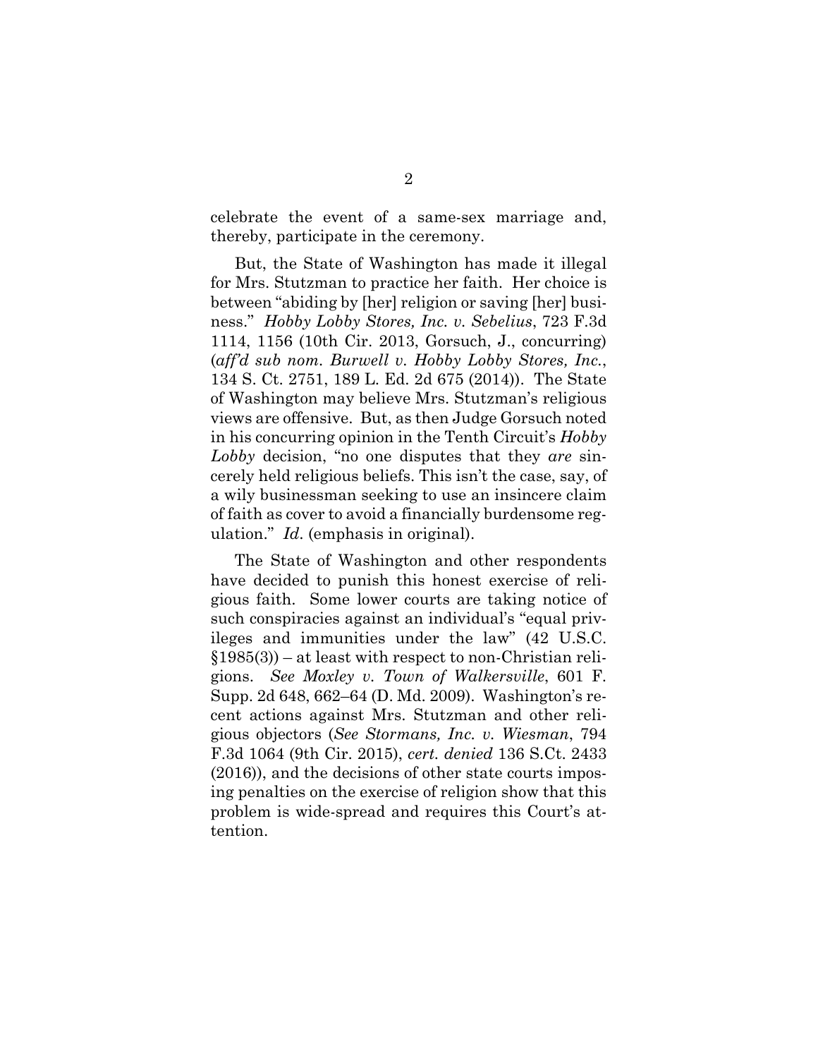celebrate the event of a same-sex marriage and, thereby, participate in the ceremony.

But, the State of Washington has made it illegal for Mrs. Stutzman to practice her faith. Her choice is between "abiding by [her] religion or saving [her] business." *Hobby Lobby Stores, Inc. v. Sebelius*, 723 F.3d 1114, 1156 (10th Cir. 2013, Gorsuch, J., concurring) (*aff'd sub nom. Burwell v. Hobby Lobby Stores, Inc.*, 134 S. Ct. 2751, 189 L. Ed. 2d 675 (2014)). The State of Washington may believe Mrs. Stutzman's religious views are offensive. But, as then Judge Gorsuch noted in his concurring opinion in the Tenth Circuit's *Hobby Lobby* decision, "no one disputes that they *are* sincerely held religious beliefs. This isn't the case, say, of a wily businessman seeking to use an insincere claim of faith as cover to avoid a financially burdensome regulation." *Id*. (emphasis in original).

The State of Washington and other respondents have decided to punish this honest exercise of religious faith. Some lower courts are taking notice of such conspiracies against an individual's "equal privileges and immunities under the law" (42 U.S.C. §1985(3)) – at least with respect to non-Christian religions. *See Moxley v. Town of Walkersville*, 601 F. Supp. 2d 648, 662–64 (D. Md. 2009). Washington's recent actions against Mrs. Stutzman and other religious objectors (*See Stormans, Inc. v. Wiesman*, 794 F.3d 1064 (9th Cir. 2015), *cert. denied* 136 S.Ct. 2433 (2016)), and the decisions of other state courts imposing penalties on the exercise of religion show that this problem is wide-spread and requires this Court's attention.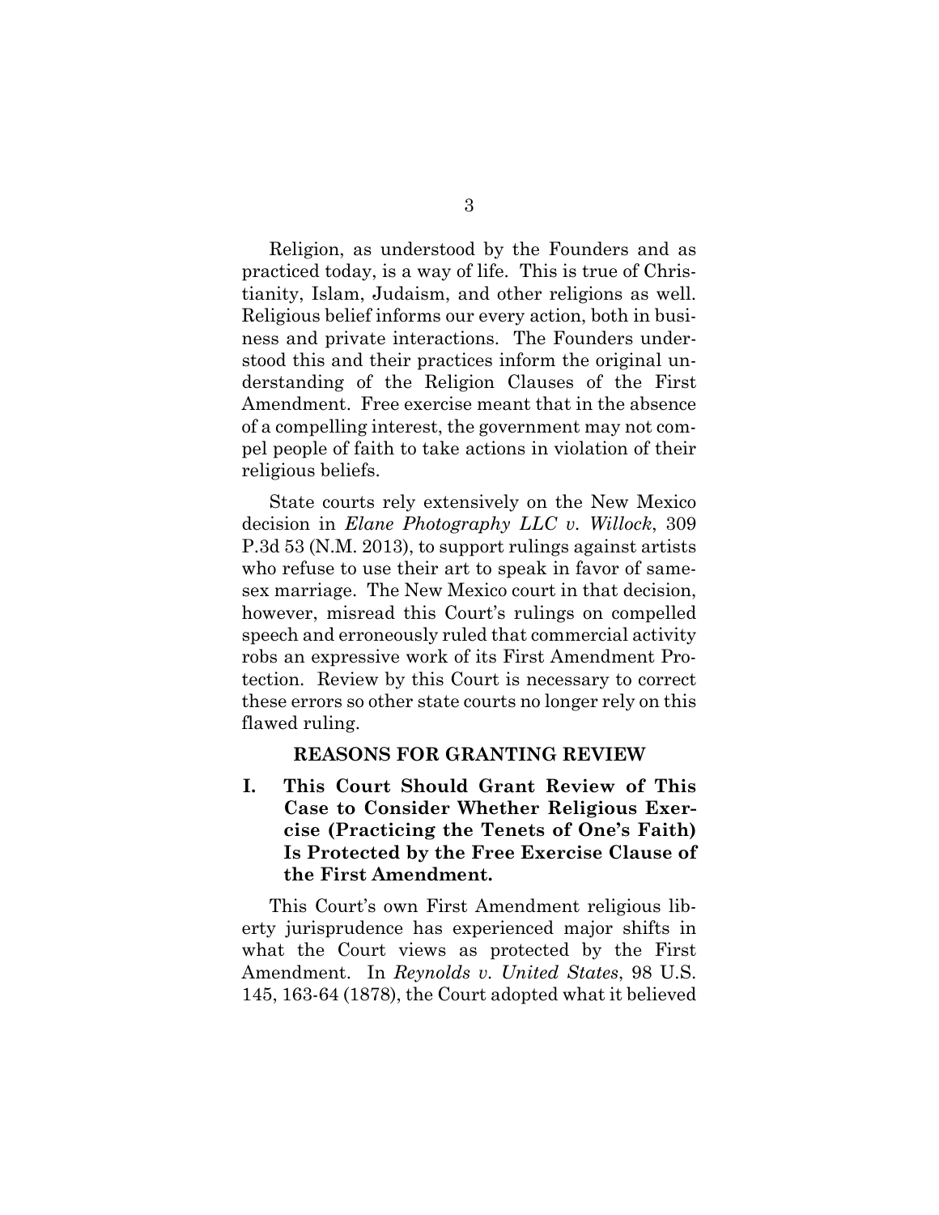Religion, as understood by the Founders and as practiced today, is a way of life. This is true of Christianity, Islam, Judaism, and other religions as well. Religious belief informs our every action, both in business and private interactions. The Founders understood this and their practices inform the original understanding of the Religion Clauses of the First Amendment. Free exercise meant that in the absence of a compelling interest, the government may not compel people of faith to take actions in violation of their religious beliefs.

State courts rely extensively on the New Mexico decision in *Elane Photography LLC v. Willock*, 309 P.3d 53 (N.M. 2013), to support rulings against artists who refuse to use their art to speak in favor of same-sex marriage. The New Mexico court in that decision, however, misread this Court's rulings on compelled speech and erroneously ruled that commercial activity robs an expressive work of its First Amendment Protection. Review by this Court is necessary to correct these errors so other state courts no longer rely on this flawed ruling.

## REASONS FOR GRANTING REVIEW

### I. This Court Should Grant Review of This Case to Consider Whether Religious Exercise (Practicing the Tenets of One's Faith) Is Protected by the Free Exercise Clause of the First Amendment.

This Court's own First Amendment religious liberty jurisprudence has experienced major shifts in what the Court views as protected by the First Amendment. In *Reynolds v. United States*, 98 U.S. 145, 163-64 (1878), the Court adopted what it believed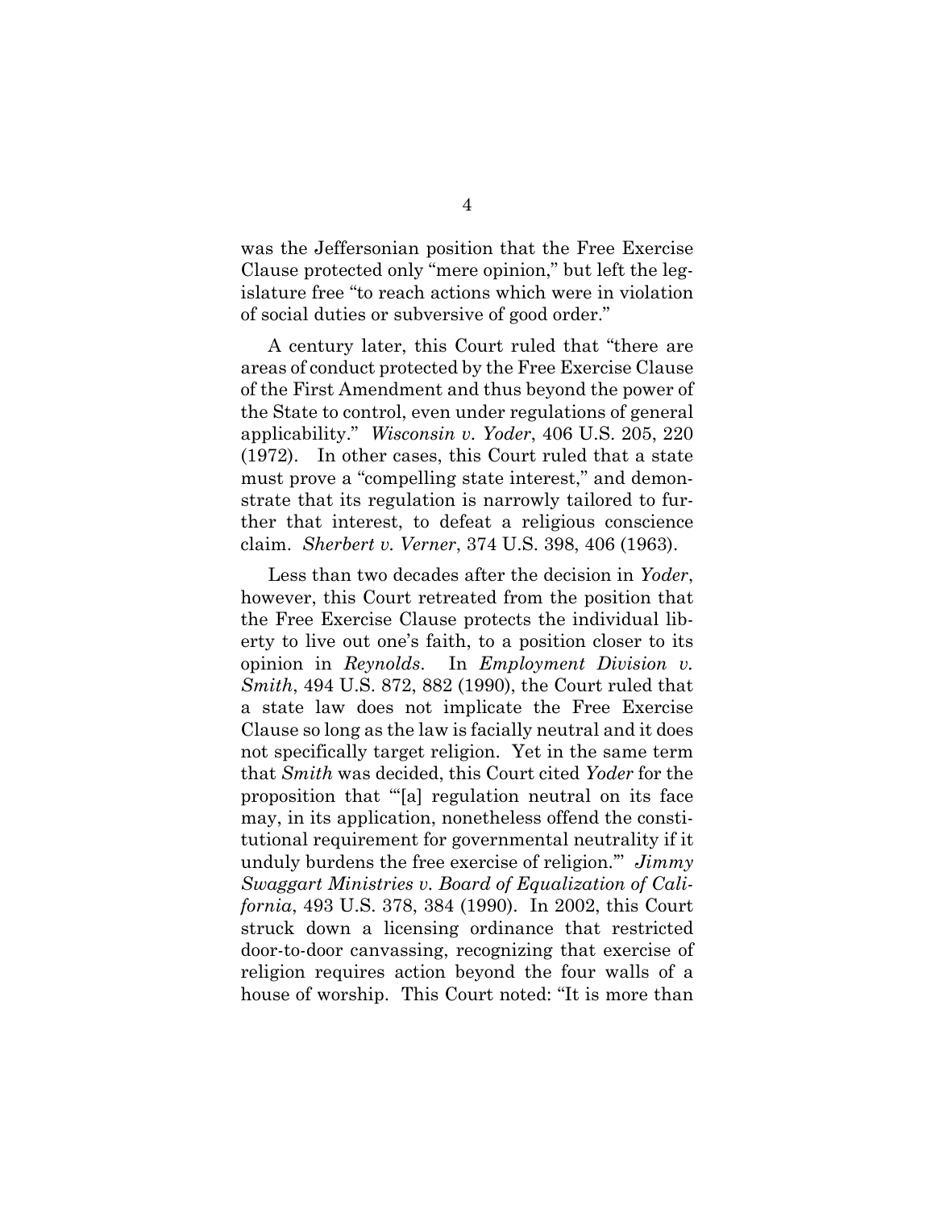was the Jeffersonian position that the Free Exercise Clause protected only "mere opinion," but left the legislature free "to reach actions which were in violation of social duties or subversive of good order."

A century later, this Court ruled that "there are areas of conduct protected by the Free Exercise Clause of the First Amendment and thus beyond the power of the State to control, even under regulations of general applicability." *Wisconsin v. Yoder*, 406 U.S. 205, 220 (1972). In other cases, this Court ruled that a state must prove a "compelling state interest," and demonstrate that its regulation is narrowly tailored to further that interest, to defeat a religious conscience claim. *Sherbert v. Verner*, 374 U.S. 398, 406 (1963).

Less than two decades after the decision in *Yoder*, however, this Court retreated from the position that the Free Exercise Clause protects the individual liberty to live out one's faith, to a position closer to its opinion in *Reynolds*. In *Employment Division v. Smith*, 494 U.S. 872, 882 (1990), the Court ruled that a state law does not implicate the Free Exercise Clause so long as the law is facially neutral and it does not specifically target religion. Yet in the same term that *Smith* was decided, this Court cited *Yoder* for the proposition that "'[a] regulation neutral on its face may, in its application, nonetheless offend the constitutional requirement for governmental neutrality if it unduly burdens the free exercise of religion.'" *Jimmy Swaggart Ministries v. Board of Equalization of California*, 493 U.S. 378, 384 (1990). In 2002, this Court struck down a licensing ordinance that restricted door-to-door canvassing, recognizing that exercise of religion requires action beyond the four walls of a house of worship. This Court noted: "It is more than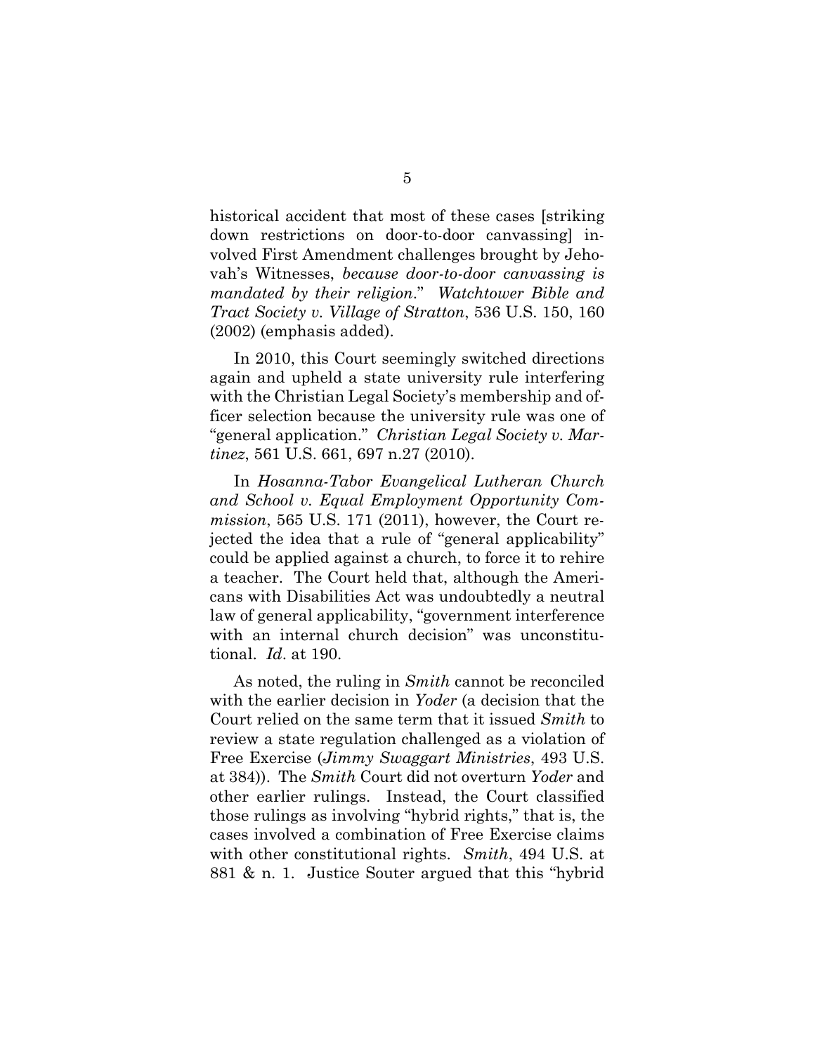historical accident that most of these cases [striking down restrictions on door-to-door canvassing] involved First Amendment challenges brought by Jehovah's Witnesses, *because door-to-door canvassing is mandated by their religion*." *Watchtower Bible and Tract Society v. Village of Stratton*, 536 U.S. 150, 160 (2002) (emphasis added).

In 2010, this Court seemingly switched directions again and upheld a state university rule interfering with the Christian Legal Society's membership and officer selection because the university rule was one of "general application." *Christian Legal Society v. Martinez*, 561 U.S. 661, 697 n.27 (2010).

In *Hosanna-Tabor Evangelical Lutheran Church and School v. Equal Employment Opportunity Commission*, 565 U.S. 171 (2011), however, the Court rejected the idea that a rule of "general applicability" could be applied against a church, to force it to rehire a teacher. The Court held that, although the Americans with Disabilities Act was undoubtedly a neutral law of general applicability, "government interference with an internal church decision" was unconstitutional. *Id*. at 190.

As noted, the ruling in *Smith* cannot be reconciled with the earlier decision in *Yoder* (a decision that the Court relied on the same term that it issued *Smith* to review a state regulation challenged as a violation of Free Exercise (*Jimmy Swaggart Ministries*, 493 U.S. at 384)). The *Smith* Court did not overturn *Yoder* and other earlier rulings. Instead, the Court classified those rulings as involving "hybrid rights," that is, the cases involved a combination of Free Exercise claims with other constitutional rights. *Smith*, 494 U.S. at 881 & n. 1. Justice Souter argued that this "hybrid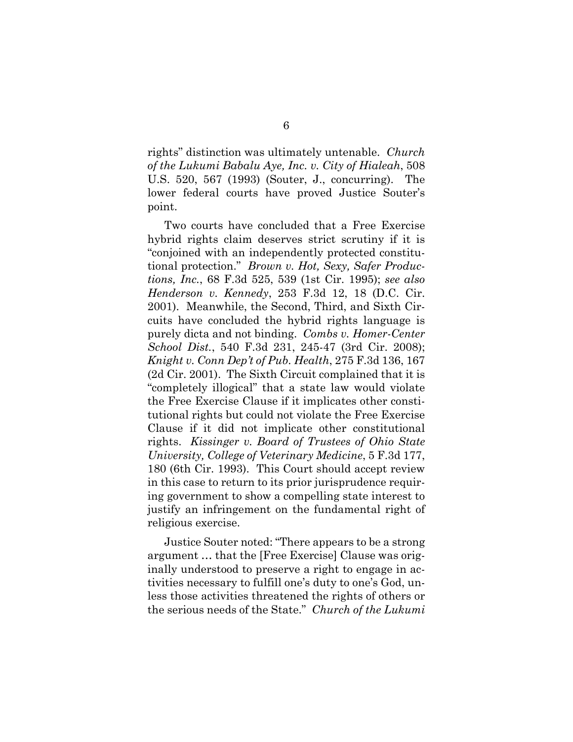rights" distinction was ultimately untenable. *Church of the Lukumi Babalu Aye, Inc. v. City of Hialeah*, 508 U.S. 520, 567 (1993) (Souter, J., concurring). The lower federal courts have proved Justice Souter's point.

Two courts have concluded that a Free Exercise hybrid rights claim deserves strict scrutiny if it is "conjoined with an independently protected constitutional protection." *Brown v. Hot, Sexy, Safer Productions, Inc.*, 68 F.3d 525, 539 (1st Cir. 1995); *see also Henderson v. Kennedy*, 253 F.3d 12, 18 (D.C. Cir. 2001). Meanwhile, the Second, Third, and Sixth Circuits have concluded the hybrid rights language is purely dicta and not binding. *Combs v. Homer-Center School Dist.*, 540 F.3d 231, 245-47 (3rd Cir. 2008); *Knight v. Conn Dep't of Pub. Health*, 275 F.3d 136, 167 (2d Cir. 2001). The Sixth Circuit complained that it is "completely illogical" that a state law would violate the Free Exercise Clause if it implicates other constitutional rights but could not violate the Free Exercise Clause if it did not implicate other constitutional rights. *Kissinger v. Board of Trustees of Ohio State University, College of Veterinary Medicine*, 5 F.3d 177, 180 (6th Cir. 1993). This Court should accept review in this case to return to its prior jurisprudence requiring government to show a compelling state interest to justify an infringement on the fundamental right of religious exercise.

Justice Souter noted: "There appears to be a strong argument … that the [Free Exercise] Clause was originally understood to preserve a right to engage in activities necessary to fulfill one's duty to one's God, unless those activities threatened the rights of others or the serious needs of the State." *Church of the Lukumi*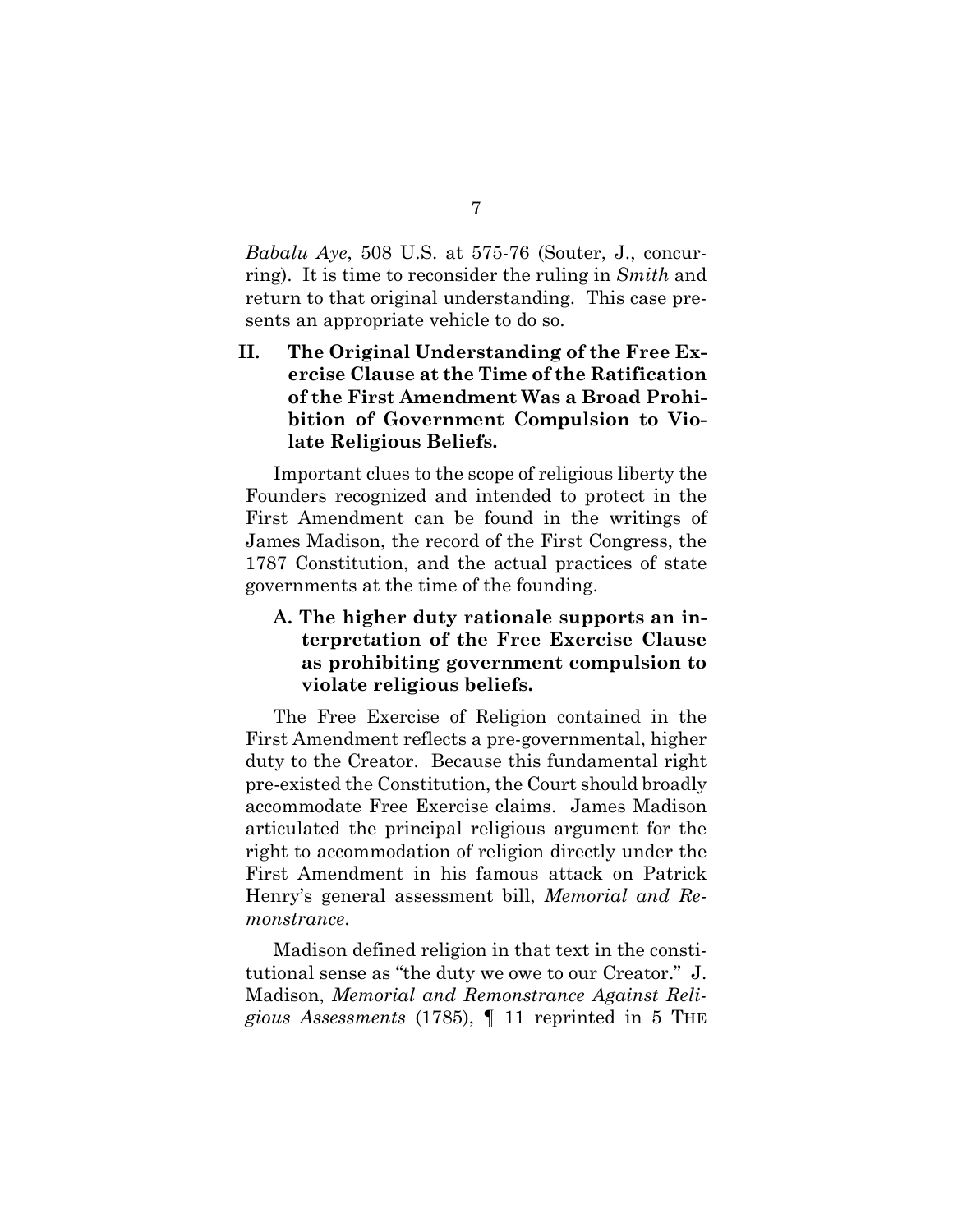*Babalu Aye*, 508 U.S. at 575-76 (Souter, J., concurring). It is time to reconsider the ruling in *Smith* and return to that original understanding. This case presents an appropriate vehicle to do so.

## II. The Original Understanding of the Free Exercise Clause at the Time of the Ratification of the First Amendment Was a Broad Prohibition of Government Compulsion to Violate Religious Beliefs.

Important clues to the scope of religious liberty the Founders recognized and intended to protect in the First Amendment can be found in the writings of James Madison, the record of the First Congress, the 1787 Constitution, and the actual practices of state governments at the time of the founding.

### A. The higher duty rationale supports an interpretation of the Free Exercise Clause as prohibiting government compulsion to violate religious beliefs.

The Free Exercise of Religion contained in the First Amendment reflects a pre-governmental, higher duty to the Creator. Because this fundamental right pre-existed the Constitution, the Court should broadly accommodate Free Exercise claims. James Madison articulated the principal religious argument for the right to accommodation of religion directly under the First Amendment in his famous attack on Patrick Henry's general assessment bill, *Memorial and Remonstrance*.

Madison defined religion in that text in the constitutional sense as "the duty we owe to our Creator." J. Madison, *Memorial and Remonstrance Against Religious Assessments* (1785), ¶ 11 reprinted in 5 THE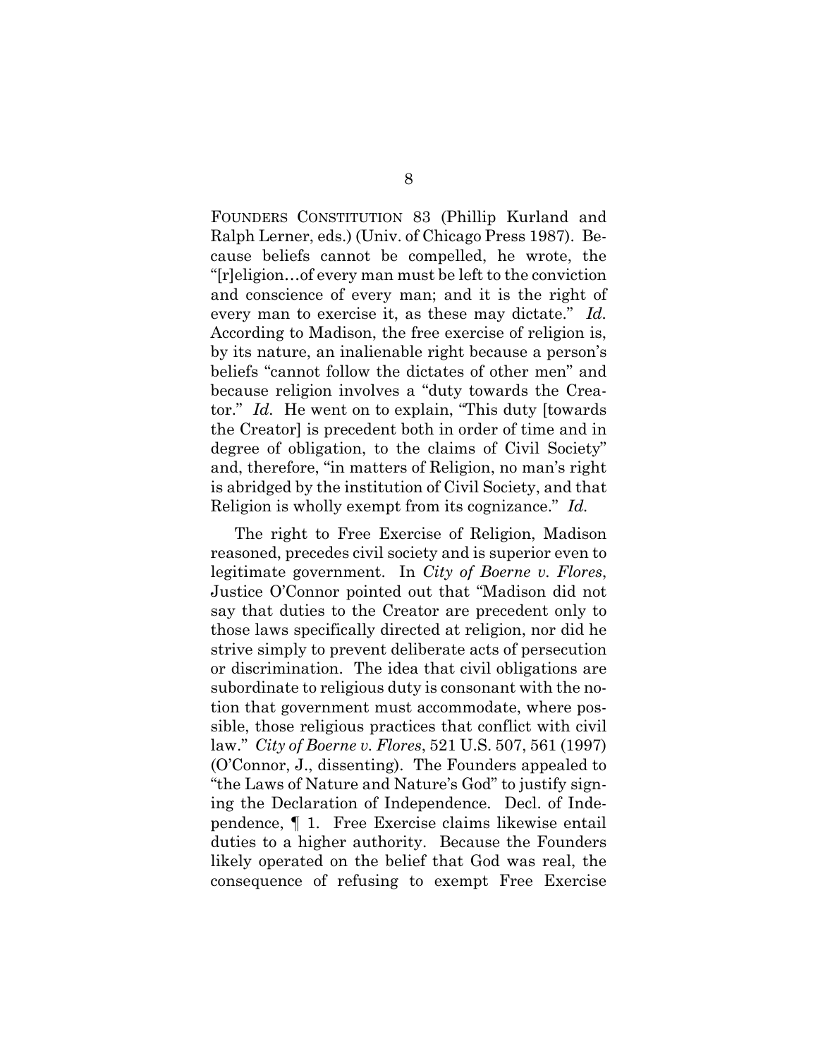FOUNDERS CONSTITUTION 83 (Phillip Kurland and Ralph Lerner, eds.) (Univ. of Chicago Press 1987). Because beliefs cannot be compelled, he wrote, the "[r]eligion…of every man must be left to the conviction and conscience of every man; and it is the right of every man to exercise it, as these may dictate." *Id.* According to Madison, the free exercise of religion is, by its nature, an inalienable right because a person's beliefs "cannot follow the dictates of other men" and because religion involves a "duty towards the Creator." *Id.* He went on to explain, "This duty [towards the Creator] is precedent both in order of time and in degree of obligation, to the claims of Civil Society" and, therefore, "in matters of Religion, no man's right is abridged by the institution of Civil Society, and that Religion is wholly exempt from its cognizance." *Id.*

The right to Free Exercise of Religion, Madison reasoned, precedes civil society and is superior even to legitimate government. In *City of Boerne v. Flores*, Justice O'Connor pointed out that "Madison did not say that duties to the Creator are precedent only to those laws specifically directed at religion, nor did he strive simply to prevent deliberate acts of persecution or discrimination. The idea that civil obligations are subordinate to religious duty is consonant with the notion that government must accommodate, where possible, those religious practices that conflict with civil law." *City of Boerne v. Flores*, 521 U.S. 507, 561 (1997) (O'Connor, J., dissenting). The Founders appealed to "the Laws of Nature and Nature's God" to justify signing the Declaration of Independence. Decl. of Independence, ¶ 1. Free Exercise claims likewise entail duties to a higher authority. Because the Founders likely operated on the belief that God was real, the consequence of refusing to exempt Free Exercise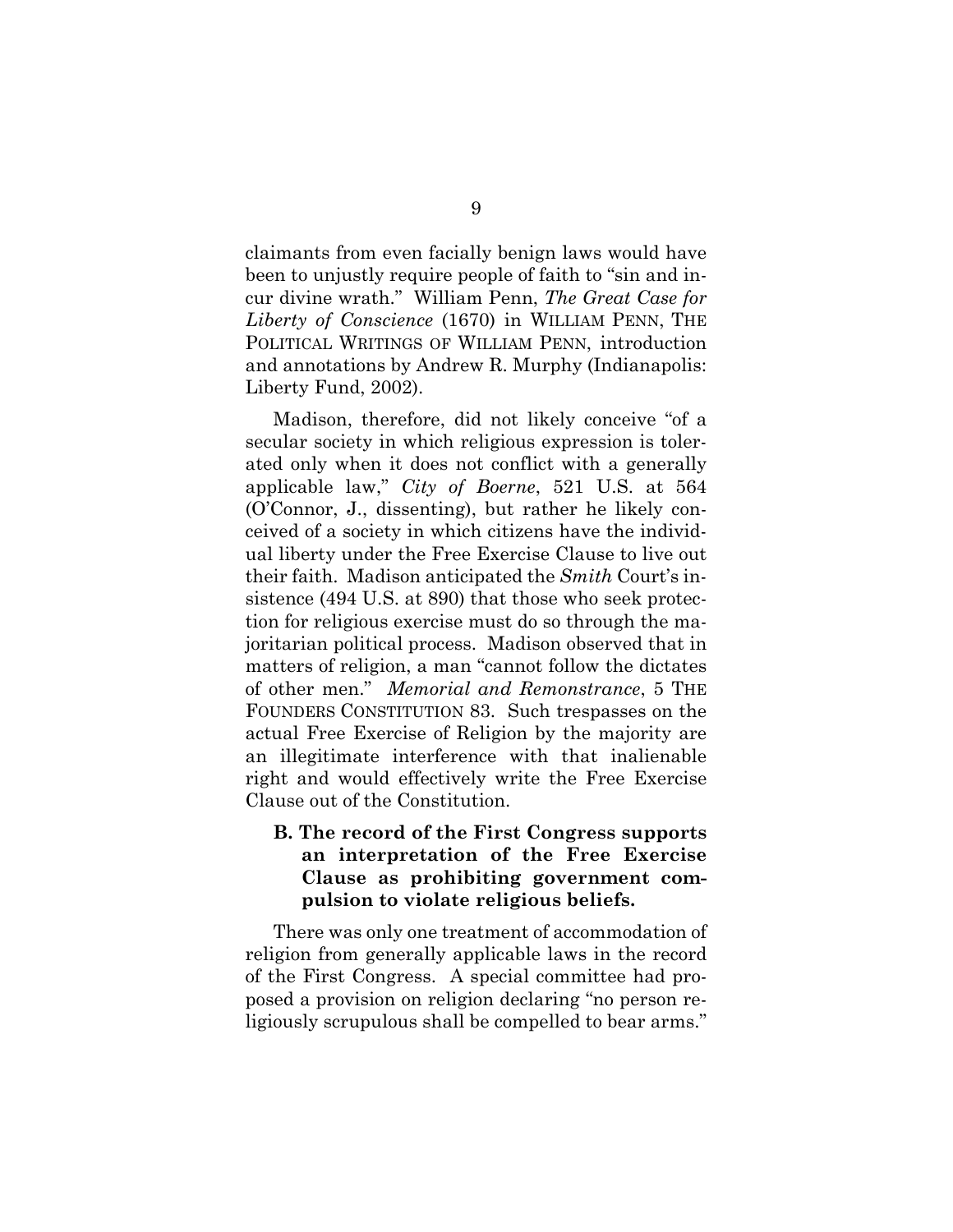claimants from even facially benign laws would have been to unjustly require people of faith to "sin and incur divine wrath." William Penn, *The Great Case for Liberty of Conscience* (1670) in WILLIAM PENN, THE POLITICAL WRITINGS OF WILLIAM PENN, introduction and annotations by Andrew R. Murphy (Indianapolis: Liberty Fund, 2002).

Madison, therefore, did not likely conceive "of a secular society in which religious expression is tolerated only when it does not conflict with a generally applicable law," *City of Boerne*, 521 U.S. at 564 (O'Connor, J., dissenting), but rather he likely conceived of a society in which citizens have the individual liberty under the Free Exercise Clause to live out their faith. Madison anticipated the *Smith* Court's insistence (494 U.S. at 890) that those who seek protection for religious exercise must do so through the majoritarian political process. Madison observed that in matters of religion, a man "cannot follow the dictates of other men." *Memorial and Remonstrance*, 5 THE FOUNDERS CONSTITUTION 83. Such trespasses on the actual Free Exercise of Religion by the majority are an illegitimate interference with that inalienable right and would effectively write the Free Exercise Clause out of the Constitution.

### B. The record of the First Congress supports an interpretation of the Free Exercise Clause as prohibiting government compulsion to violate religious beliefs.

There was only one treatment of accommodation of religion from generally applicable laws in the record of the First Congress. A special committee had proposed a provision on religion declaring "no person religiously scrupulous shall be compelled to bear arms."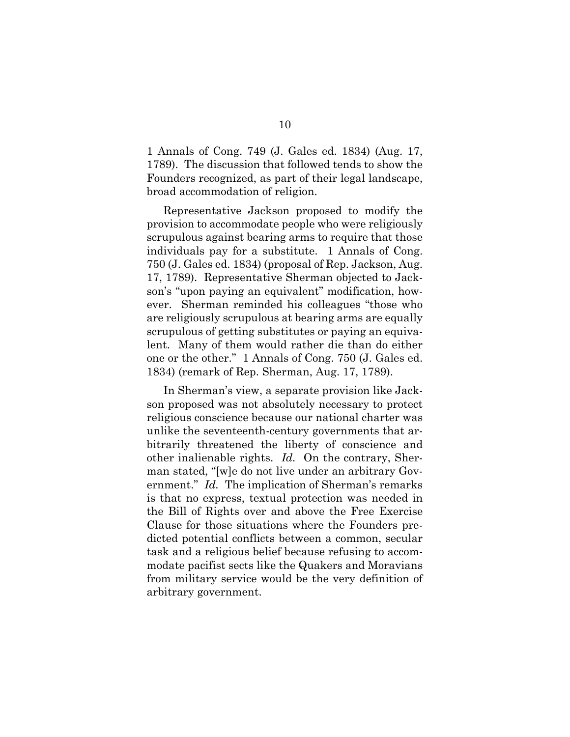1 Annals of Cong. 749 (J. Gales ed. 1834) (Aug. 17, 1789). The discussion that followed tends to show the Founders recognized, as part of their legal landscape, broad accommodation of religion.

Representative Jackson proposed to modify the provision to accommodate people who were religiously scrupulous against bearing arms to require that those individuals pay for a substitute. 1 Annals of Cong. 750 (J. Gales ed. 1834) (proposal of Rep. Jackson, Aug. 17, 1789). Representative Sherman objected to Jackson's "upon paying an equivalent" modification, however. Sherman reminded his colleagues "those who are religiously scrupulous at bearing arms are equally scrupulous of getting substitutes or paying an equivalent. Many of them would rather die than do either one or the other." 1 Annals of Cong. 750 (J. Gales ed. 1834) (remark of Rep. Sherman, Aug. 17, 1789).

In Sherman's view, a separate provision like Jackson proposed was not absolutely necessary to protect religious conscience because our national charter was unlike the seventeenth-century governments that arbitrarily threatened the liberty of conscience and other inalienable rights. *Id.* On the contrary, Sherman stated, "[w]e do not live under an arbitrary Government." *Id.* The implication of Sherman's remarks is that no express, textual protection was needed in the Bill of Rights over and above the Free Exercise Clause for those situations where the Founders predicted potential conflicts between a common, secular task and a religious belief because refusing to accommodate pacifist sects like the Quakers and Moravians from military service would be the very definition of arbitrary government.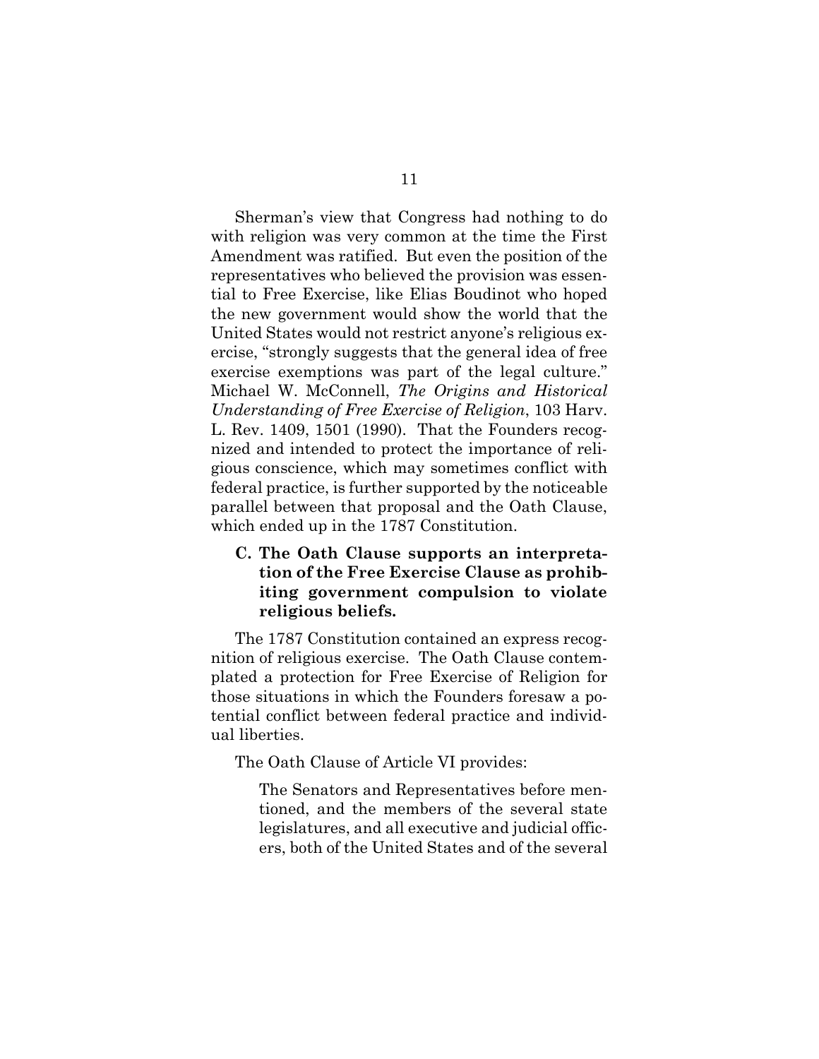Sherman's view that Congress had nothing to do with religion was very common at the time the First Amendment was ratified. But even the position of the representatives who believed the provision was essential to Free Exercise, like Elias Boudinot who hoped the new government would show the world that the United States would not restrict anyone's religious exercise, "strongly suggests that the general idea of free exercise exemptions was part of the legal culture." Michael W. McConnell, *The Origins and Historical Understanding of Free Exercise of Religion*, 103 Harv. L. Rev. 1409, 1501 (1990). That the Founders recognized and intended to protect the importance of religious conscience, which may sometimes conflict with federal practice, is further supported by the noticeable parallel between that proposal and the Oath Clause, which ended up in the 1787 Constitution.

### C. The Oath Clause supports an interpretation of the Free Exercise Clause as prohibiting government compulsion to violate religious beliefs.

The 1787 Constitution contained an express recognition of religious exercise. The Oath Clause contemplated a protection for Free Exercise of Religion for those situations in which the Founders foresaw a potential conflict between federal practice and individual liberties.

The Oath Clause of Article VI provides:

> The Senators and Representatives before mentioned, and the members of the several state legislatures, and all executive and judicial officers, both of the United States and of the several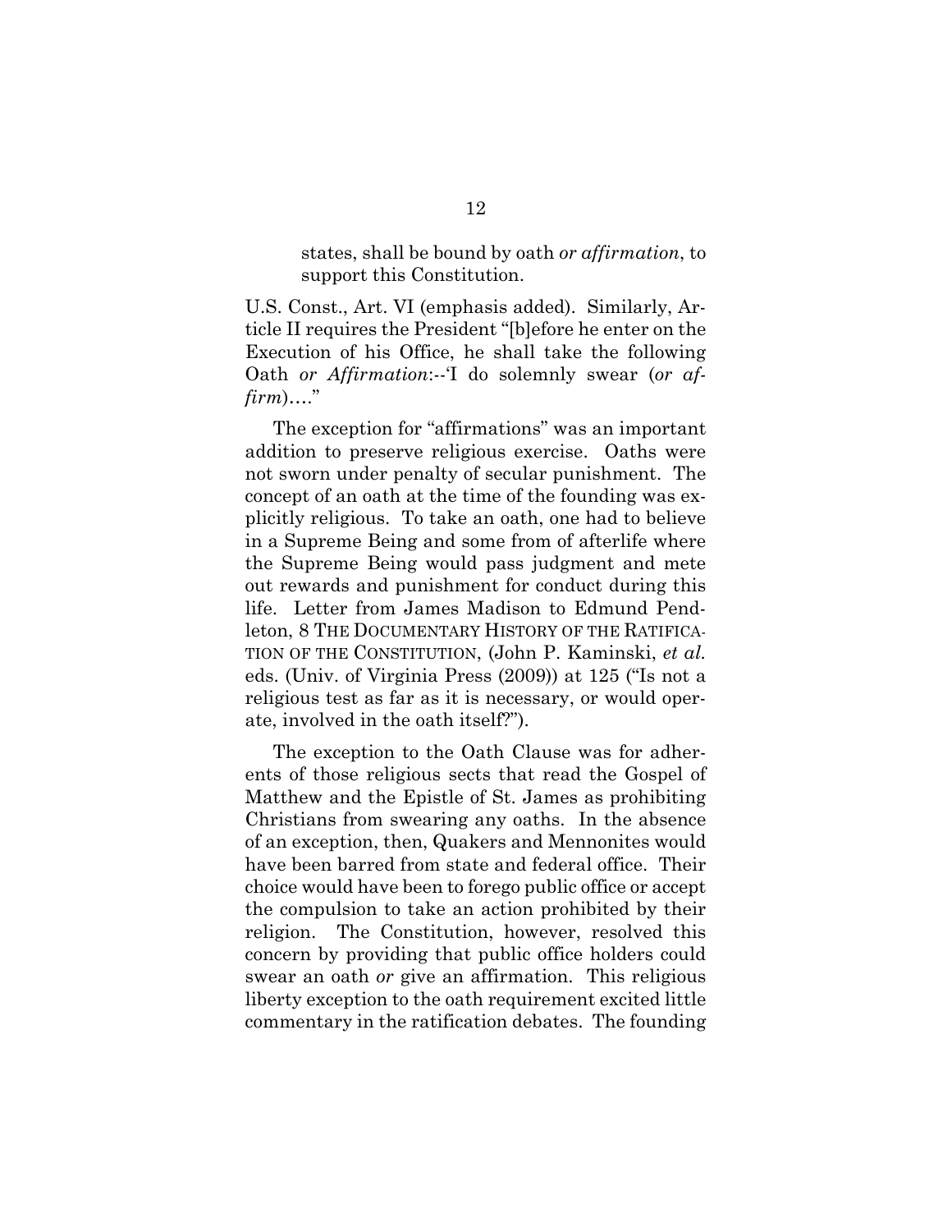states, shall be bound by oath *or affirmation*, to support this Constitution.

U.S. Const., Art. VI (emphasis added). Similarly, Article II requires the President "[b]efore he enter on the Execution of his Office, he shall take the following Oath *or Affirmation*:--'I do solemnly swear (*or affirm*)…."

The exception for "affirmations" was an important addition to preserve religious exercise. Oaths were not sworn under penalty of secular punishment. The concept of an oath at the time of the founding was explicitly religious. To take an oath, one had to believe in a Supreme Being and some from of afterlife where the Supreme Being would pass judgment and mete out rewards and punishment for conduct during this life. Letter from James Madison to Edmund Pendleton, 8 THE DOCUMENTARY HISTORY OF THE RATIFICATION OF THE CONSTITUTION, (John P. Kaminski, *et al.* eds. (Univ. of Virginia Press (2009)) at 125 ("Is not a religious test as far as it is necessary, or would operate, involved in the oath itself?").

The exception to the Oath Clause was for adherents of those religious sects that read the Gospel of Matthew and the Epistle of St. James as prohibiting Christians from swearing any oaths. In the absence of an exception, then, Quakers and Mennonites would have been barred from state and federal office. Their choice would have been to forego public office or accept the compulsion to take an action prohibited by their religion. The Constitution, however, resolved this concern by providing that public office holders could swear an oath *or* give an affirmation. This religious liberty exception to the oath requirement excited little commentary in the ratification debates. The founding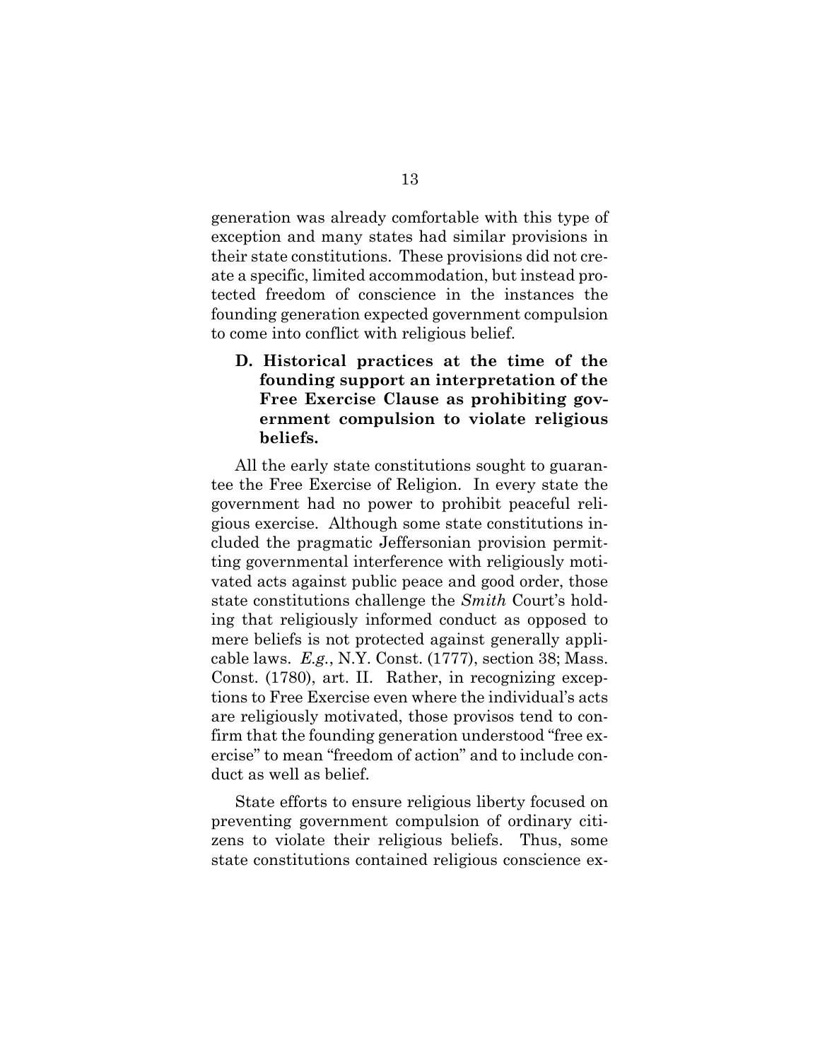generation was already comfortable with this type of exception and many states had similar provisions in their state constitutions. These provisions did not create a specific, limited accommodation, but instead protected freedom of conscience in the instances the founding generation expected government compulsion to come into conflict with religious belief.

### D. Historical practices at the time of the founding support an interpretation of the Free Exercise Clause as prohibiting government compulsion to violate religious beliefs.

All the early state constitutions sought to guarantee the Free Exercise of Religion. In every state the government had no power to prohibit peaceful religious exercise. Although some state constitutions included the pragmatic Jeffersonian provision permitting governmental interference with religiously motivated acts against public peace and good order, those state constitutions challenge the *Smith* Court's holding that religiously informed conduct as opposed to mere beliefs is not protected against generally applicable laws. *E.g.*, N.Y. Const. (1777), section 38; Mass. Const. (1780), art. II. Rather, in recognizing exceptions to Free Exercise even where the individual's acts are religiously motivated, those provisos tend to confirm that the founding generation understood "free exercise" to mean "freedom of action" and to include conduct as well as belief.

State efforts to ensure religious liberty focused on preventing government compulsion of ordinary citizens to violate their religious beliefs. Thus, some state constitutions contained religious conscience ex-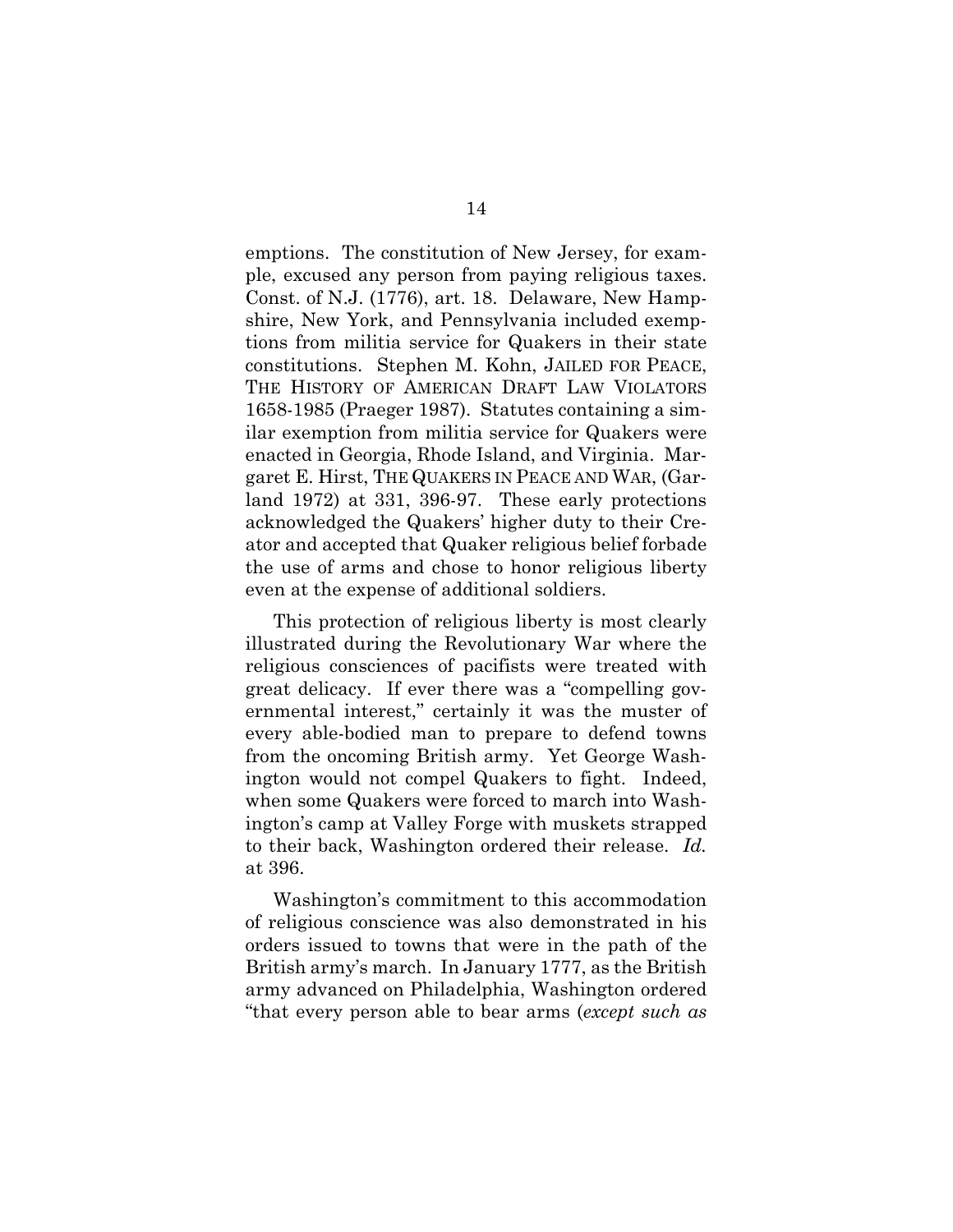emptions. The constitution of New Jersey, for example, excused any person from paying religious taxes. Const. of N.J. (1776), art. 18. Delaware, New Hampshire, New York, and Pennsylvania included exemptions from militia service for Quakers in their state constitutions. Stephen M. Kohn, JAILED FOR PEACE, THE HISTORY OF AMERICAN DRAFT LAW VIOLATORS 1658-1985 (Praeger 1987). Statutes containing a similar exemption from militia service for Quakers were enacted in Georgia, Rhode Island, and Virginia. Margaret E. Hirst, THE QUAKERS IN PEACE AND WAR, (Garland 1972) at 331, 396-97. These early protections acknowledged the Quakers' higher duty to their Creator and accepted that Quaker religious belief forbade the use of arms and chose to honor religious liberty even at the expense of additional soldiers.

This protection of religious liberty is most clearly illustrated during the Revolutionary War where the religious consciences of pacifists were treated with great delicacy. If ever there was a "compelling governmental interest," certainly it was the muster of every able-bodied man to prepare to defend towns from the oncoming British army. Yet George Washington would not compel Quakers to fight. Indeed, when some Quakers were forced to march into Washington's camp at Valley Forge with muskets strapped to their back, Washington ordered their release. *Id.* at 396.

Washington's commitment to this accommodation of religious conscience was also demonstrated in his orders issued to towns that were in the path of the British army's march. In January 1777, as the British army advanced on Philadelphia, Washington ordered "that every person able to bear arms (*except such as*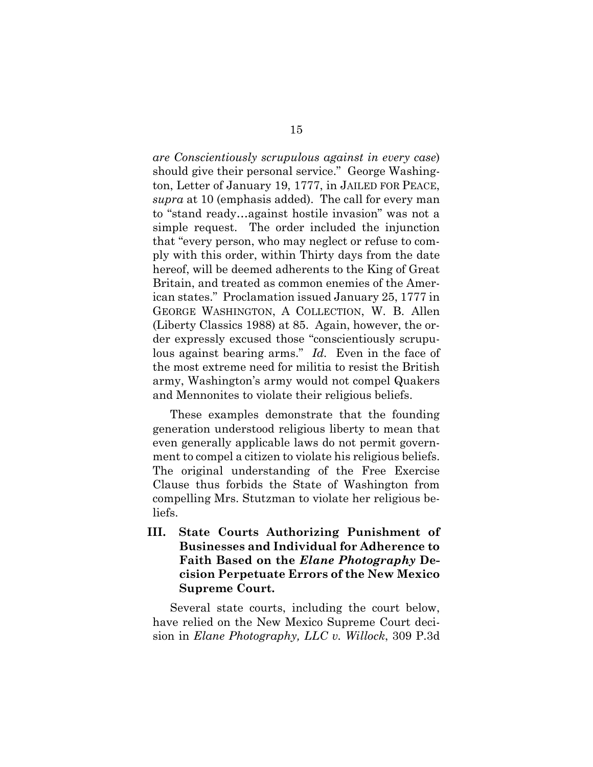*are Conscientiously scrupulous against in every case*) should give their personal service." George Washington, Letter of January 19, 1777, in JAILED FOR PEACE, *supra* at 10 (emphasis added). The call for every man to "stand ready…against hostile invasion" was not a simple request. The order included the injunction that "every person, who may neglect or refuse to comply with this order, within Thirty days from the date hereof, will be deemed adherents to the King of Great Britain, and treated as common enemies of the American states." Proclamation issued January 25, 1777 in GEORGE WASHINGTON, A COLLECTION, W. B. Allen (Liberty Classics 1988) at 85. Again, however, the order expressly excused those "conscientiously scrupulous against bearing arms." *Id.* Even in the face of the most extreme need for militia to resist the British army, Washington's army would not compel Quakers and Mennonites to violate their religious beliefs.

These examples demonstrate that the founding generation understood religious liberty to mean that even generally applicable laws do not permit government to compel a citizen to violate his religious beliefs. The original understanding of the Free Exercise Clause thus forbids the State of Washington from compelling Mrs. Stutzman to violate her religious beliefs.

## III. State Courts Authorizing Punishment of Businesses and Individual for Adherence to Faith Based on the *Elane Photography* Decision Perpetuate Errors of the New Mexico Supreme Court.

Several state courts, including the court below, have relied on the New Mexico Supreme Court decision in *Elane Photography, LLC v. Willock*, 309 P.3d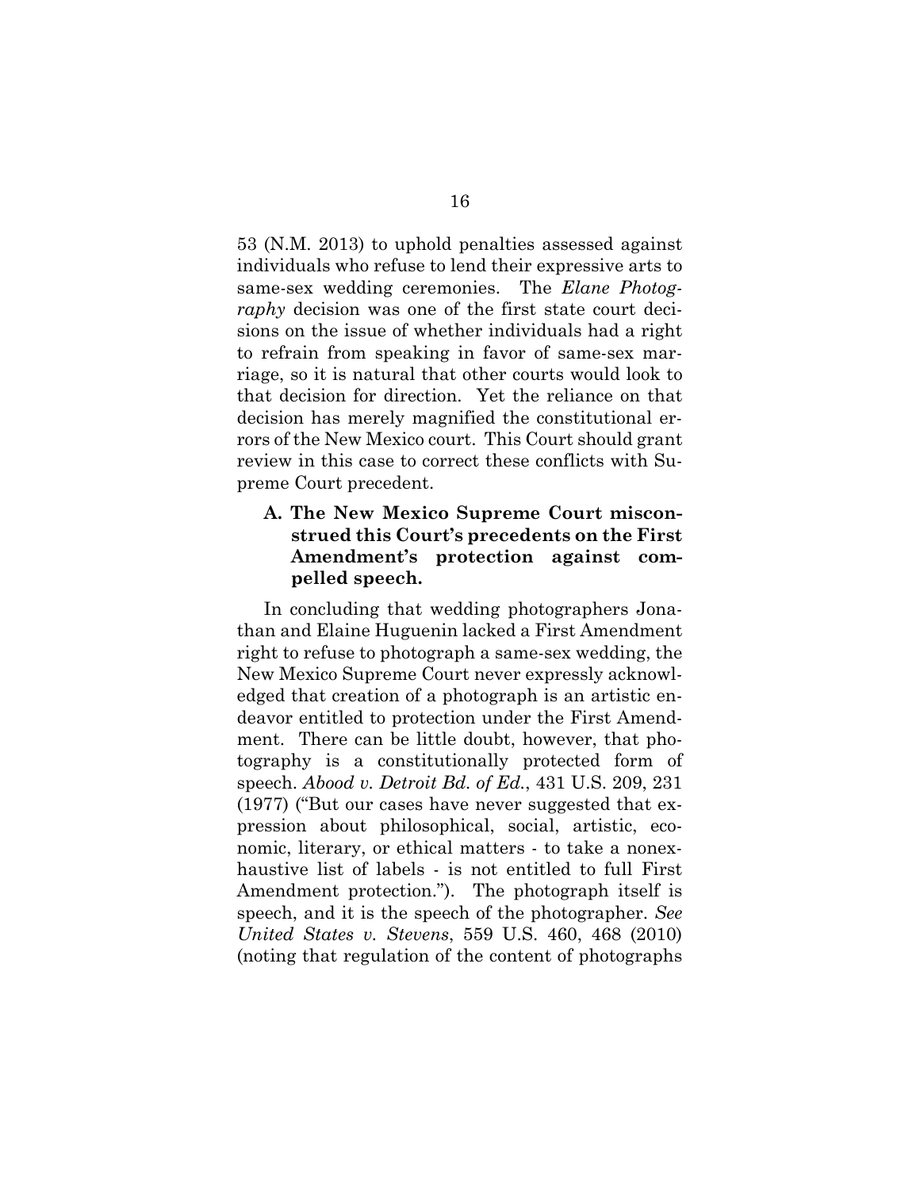53 (N.M. 2013) to uphold penalties assessed against individuals who refuse to lend their expressive arts to same-sex wedding ceremonies. The *Elane Photography* decision was one of the first state court decisions on the issue of whether individuals had a right to refrain from speaking in favor of same-sex marriage, so it is natural that other courts would look to that decision for direction. Yet the reliance on that decision has merely magnified the constitutional errors of the New Mexico court. This Court should grant review in this case to correct these conflicts with Supreme Court precedent.

### A. The New Mexico Supreme Court misconstrued this Court's precedents on the First Amendment's protection against compelled speech.

In concluding that wedding photographers Jonathan and Elaine Huguenin lacked a First Amendment right to refuse to photograph a same-sex wedding, the New Mexico Supreme Court never expressly acknowledged that creation of a photograph is an artistic endeavor entitled to protection under the First Amendment. There can be little doubt, however, that photography is a constitutionally protected form of speech. *Abood v. Detroit Bd. of Ed.*, 431 U.S. 209, 231 (1977) ("But our cases have never suggested that expression about philosophical, social, artistic, economic, literary, or ethical matters - to take a nonexhaustive list of labels - is not entitled to full First Amendment protection."). The photograph itself is speech, and it is the speech of the photographer. *See United States v. Stevens*, 559 U.S. 460, 468 (2010) (noting that regulation of the content of photographs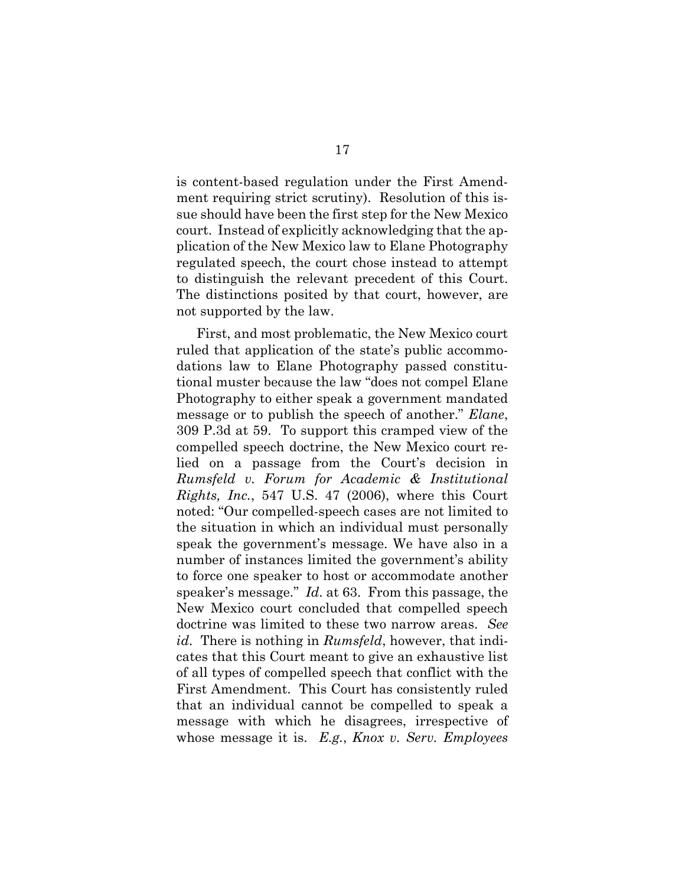is content-based regulation under the First Amendment requiring strict scrutiny). Resolution of this issue should have been the first step for the New Mexico court. Instead of explicitly acknowledging that the application of the New Mexico law to Elane Photography regulated speech, the court chose instead to attempt to distinguish the relevant precedent of this Court. The distinctions posited by that court, however, are not supported by the law.

First, and most problematic, the New Mexico court ruled that application of the state's public accommodations law to Elane Photography passed constitutional muster because the law "does not compel Elane Photography to either speak a government mandated message or to publish the speech of another." *Elane*, 309 P.3d at 59. To support this cramped view of the compelled speech doctrine, the New Mexico court relied on a passage from the Court's decision in *Rumsfeld v. Forum for Academic & Institutional Rights, Inc.*, 547 U.S. 47 (2006), where this Court noted: "Our compelled-speech cases are not limited to the situation in which an individual must personally speak the government's message. We have also in a number of instances limited the government's ability to force one speaker to host or accommodate another speaker's message." *Id*. at 63. From this passage, the New Mexico court concluded that compelled speech doctrine was limited to these two narrow areas. *See id*. There is nothing in *Rumsfeld*, however, that indicates that this Court meant to give an exhaustive list of all types of compelled speech that conflict with the First Amendment. This Court has consistently ruled that an individual cannot be compelled to speak a message with which he disagrees, irrespective of whose message it is. *E.g.*, *Knox v. Serv. Employees*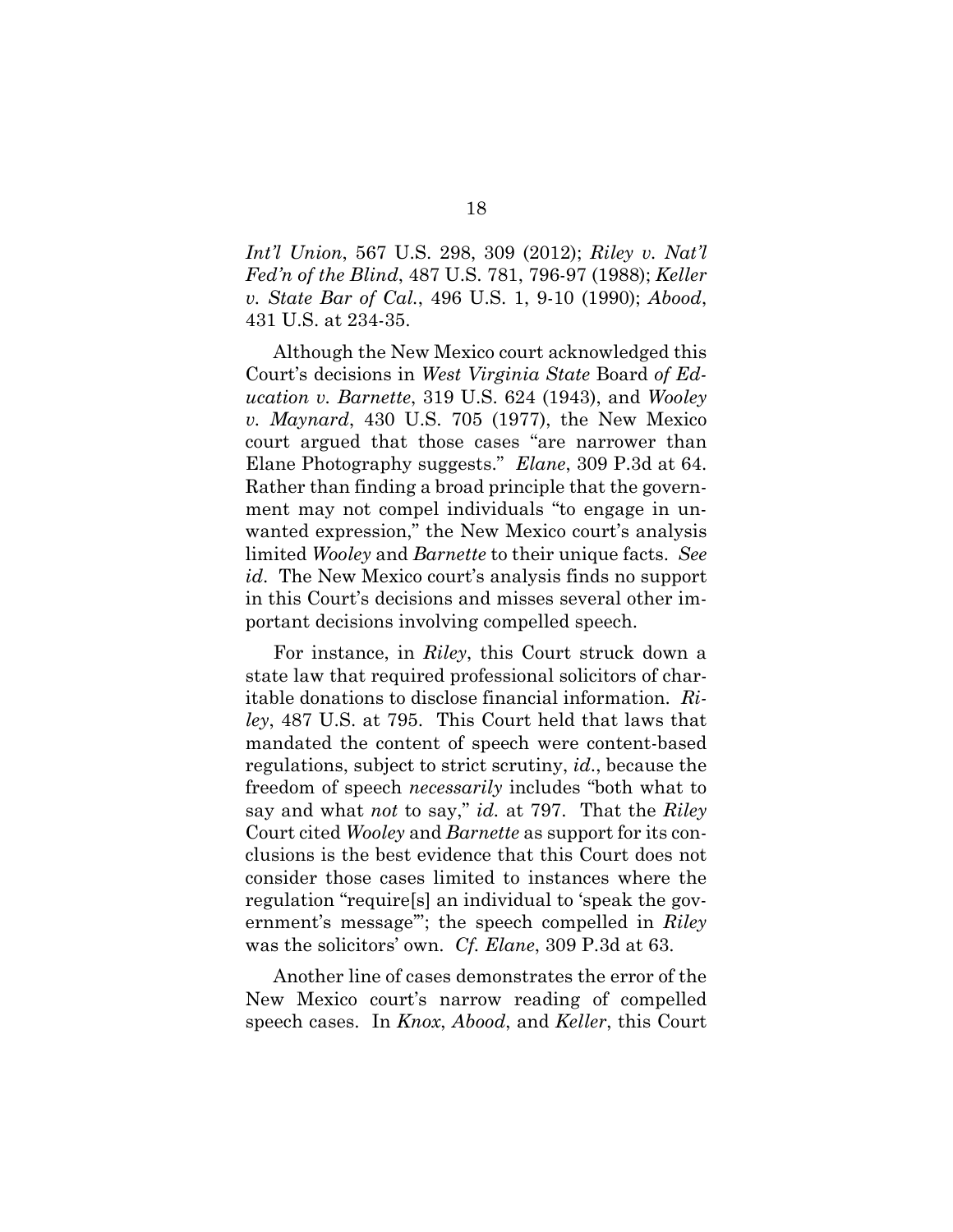*Int'l Union*, 567 U.S. 298, 309 (2012); *Riley v. Nat'l Fed'n of the Blind*, 487 U.S. 781, 796-97 (1988); *Keller v. State Bar of Cal.*, 496 U.S. 1, 9-10 (1990); *Abood*, 431 U.S. at 234-35.

Although the New Mexico court acknowledged this Court's decisions in *West Virginia State* Board *of Education v. Barnette*, 319 U.S. 624 (1943), and *Wooley v. Maynard*, 430 U.S. 705 (1977), the New Mexico court argued that those cases "are narrower than Elane Photography suggests." *Elane*, 309 P.3d at 64. Rather than finding a broad principle that the government may not compel individuals "to engage in unwanted expression," the New Mexico court's analysis limited *Wooley* and *Barnette* to their unique facts. *See id*. The New Mexico court's analysis finds no support in this Court's decisions and misses several other important decisions involving compelled speech.

For instance, in *Riley*, this Court struck down a state law that required professional solicitors of charitable donations to disclose financial information. *Riley*, 487 U.S. at 795. This Court held that laws that mandated the content of speech were content-based regulations, subject to strict scrutiny, *id.*, because the freedom of speech *necessarily* includes "both what to say and what *not* to say," *id.* at 797. That the *Riley* Court cited *Wooley* and *Barnette* as support for its conclusions is the best evidence that this Court does not consider those cases limited to instances where the regulation "require[s] an individual to 'speak the government's message'"; the speech compelled in *Riley* was the solicitors' own. *Cf. Elane*, 309 P.3d at 63.

Another line of cases demonstrates the error of the New Mexico court's narrow reading of compelled speech cases. In *Knox*, *Abood*, and *Keller*, this Court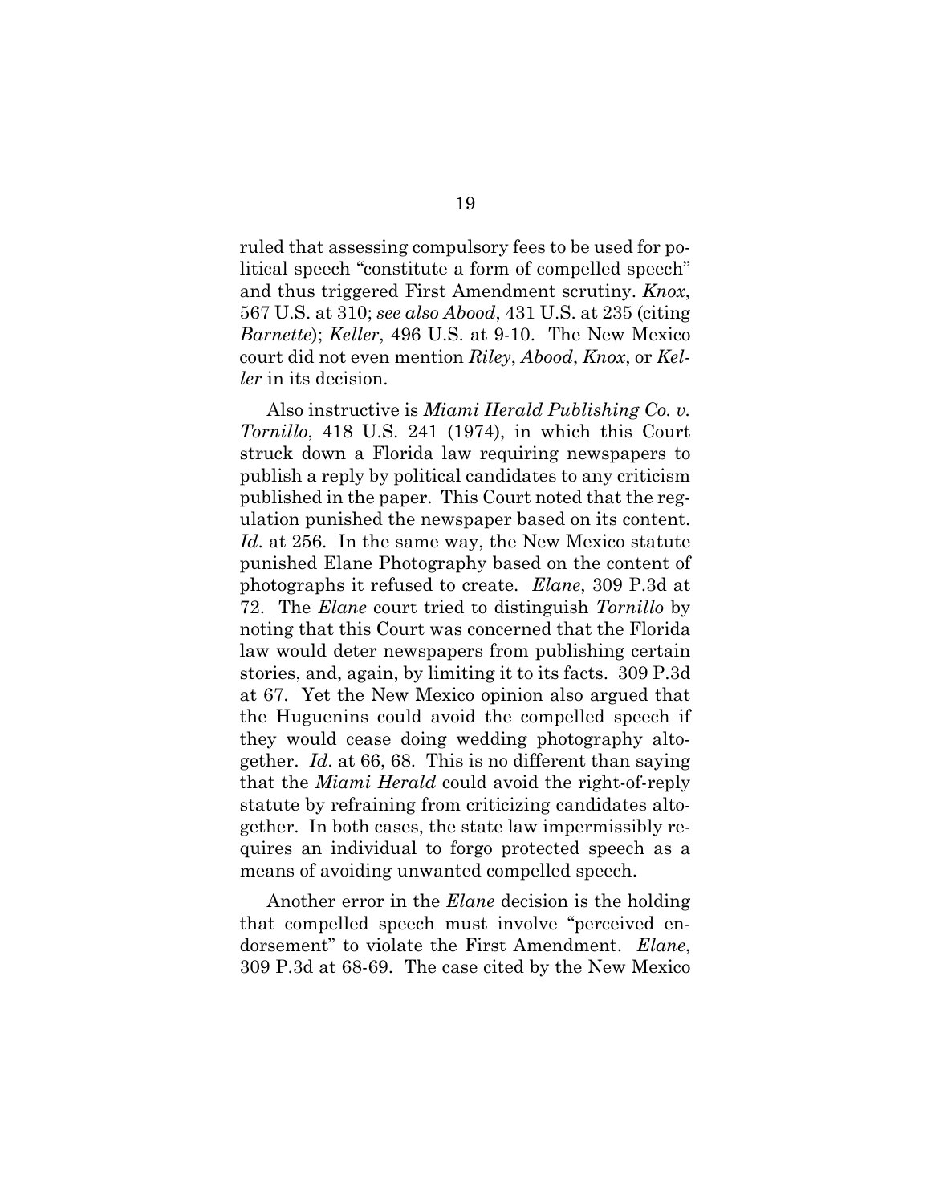ruled that assessing compulsory fees to be used for political speech "constitute a form of compelled speech" and thus triggered First Amendment scrutiny. *Knox*, 567 U.S. at 310; *see also Abood*, 431 U.S. at 235 (citing *Barnette*); *Keller*, 496 U.S. at 9-10. The New Mexico court did not even mention *Riley*, *Abood*, *Knox*, or *Keller* in its decision.

Also instructive is *Miami Herald Publishing Co. v. Tornillo*, 418 U.S. 241 (1974), in which this Court struck down a Florida law requiring newspapers to publish a reply by political candidates to any criticism published in the paper. This Court noted that the regulation punished the newspaper based on its content. *Id*. at 256. In the same way, the New Mexico statute punished Elane Photography based on the content of photographs it refused to create. *Elane*, 309 P.3d at 72. The *Elane* court tried to distinguish *Tornillo* by noting that this Court was concerned that the Florida law would deter newspapers from publishing certain stories, and, again, by limiting it to its facts. 309 P.3d at 67. Yet the New Mexico opinion also argued that the Huguenins could avoid the compelled speech if they would cease doing wedding photography altogether. *Id*. at 66, 68. This is no different than saying that the *Miami Herald* could avoid the right-of-reply statute by refraining from criticizing candidates altogether. In both cases, the state law impermissibly requires an individual to forgo protected speech as a means of avoiding unwanted compelled speech.

Another error in the *Elane* decision is the holding that compelled speech must involve "perceived endorsement" to violate the First Amendment. *Elane*, 309 P.3d at 68-69. The case cited by the New Mexico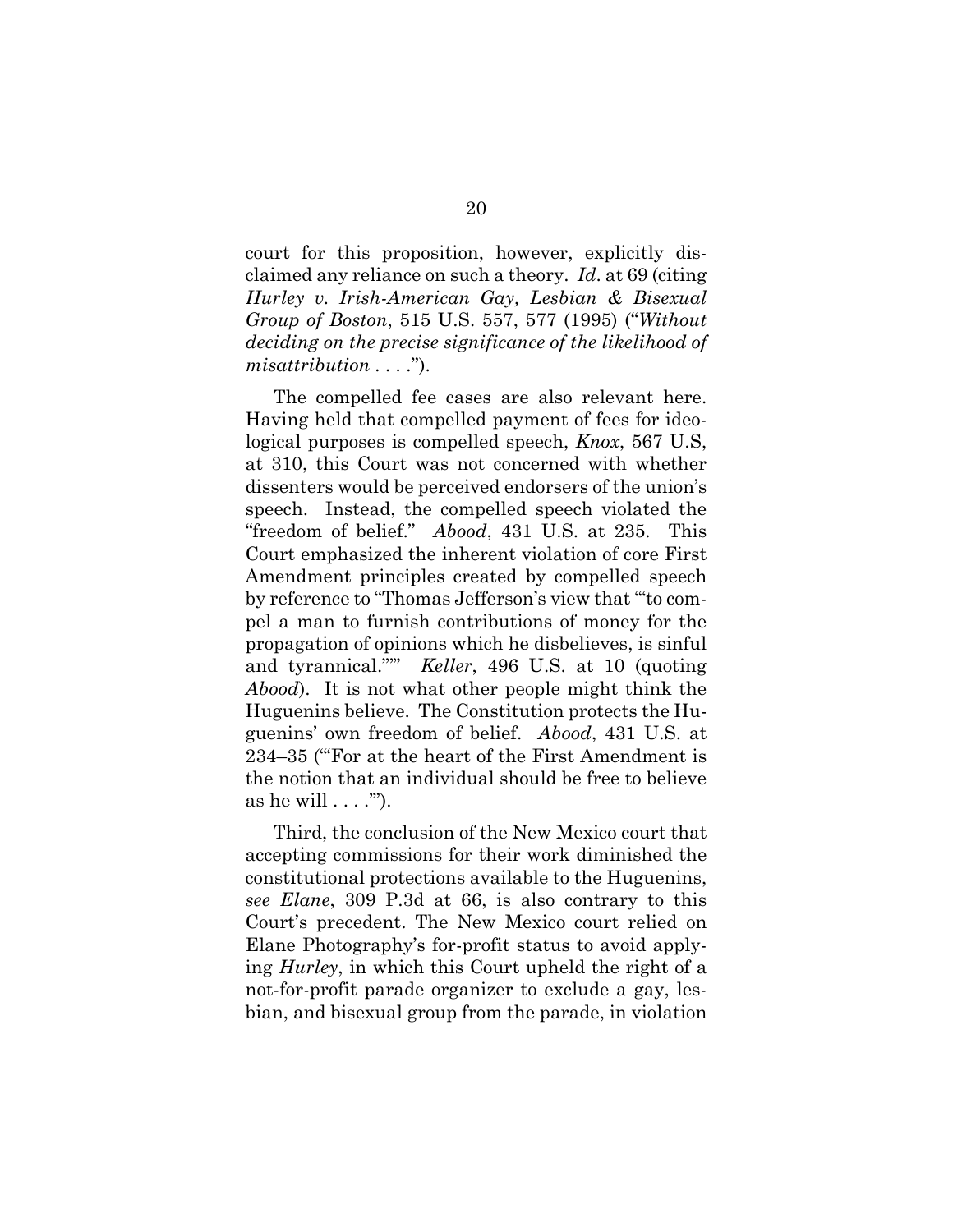court for this proposition, however, explicitly disclaimed any reliance on such a theory. *Id*. at 69 (citing *Hurley v. Irish-American Gay, Lesbian & Bisexual Group of Boston*, 515 U.S. 557, 577 (1995) ("*Without deciding on the precise significance of the likelihood of misattribution . . . .*").

The compelled fee cases are also relevant here. Having held that compelled payment of fees for ideological purposes is compelled speech, *Knox*, 567 U.S, at 310, this Court was not concerned with whether dissenters would be perceived endorsers of the union's speech. Instead, the compelled speech violated the "freedom of belief." *Abood*, 431 U.S. at 235. This Court emphasized the inherent violation of core First Amendment principles created by compelled speech by reference to "Thomas Jefferson's view that '"to compel a man to furnish contributions of money for the propagation of opinions which he disbelieves, is sinful and tyrannical."'" *Keller*, 496 U.S. at 10 (quoting *Abood*). It is not what other people might think the Huguenins believe. The Constitution protects the Huguenins' own freedom of belief. *Abood*, 431 U.S. at 234–35 ("'For at the heart of the First Amendment is the notion that an individual should be free to believe as he will . . . .'").

Third, the conclusion of the New Mexico court that accepting commissions for their work diminished the constitutional protections available to the Huguenins, *see Elane*, 309 P.3d at 66, is also contrary to this Court's precedent. The New Mexico court relied on Elane Photography's for-profit status to avoid applying *Hurley*, in which this Court upheld the right of a not-for-profit parade organizer to exclude a gay, lesbian, and bisexual group from the parade, in violation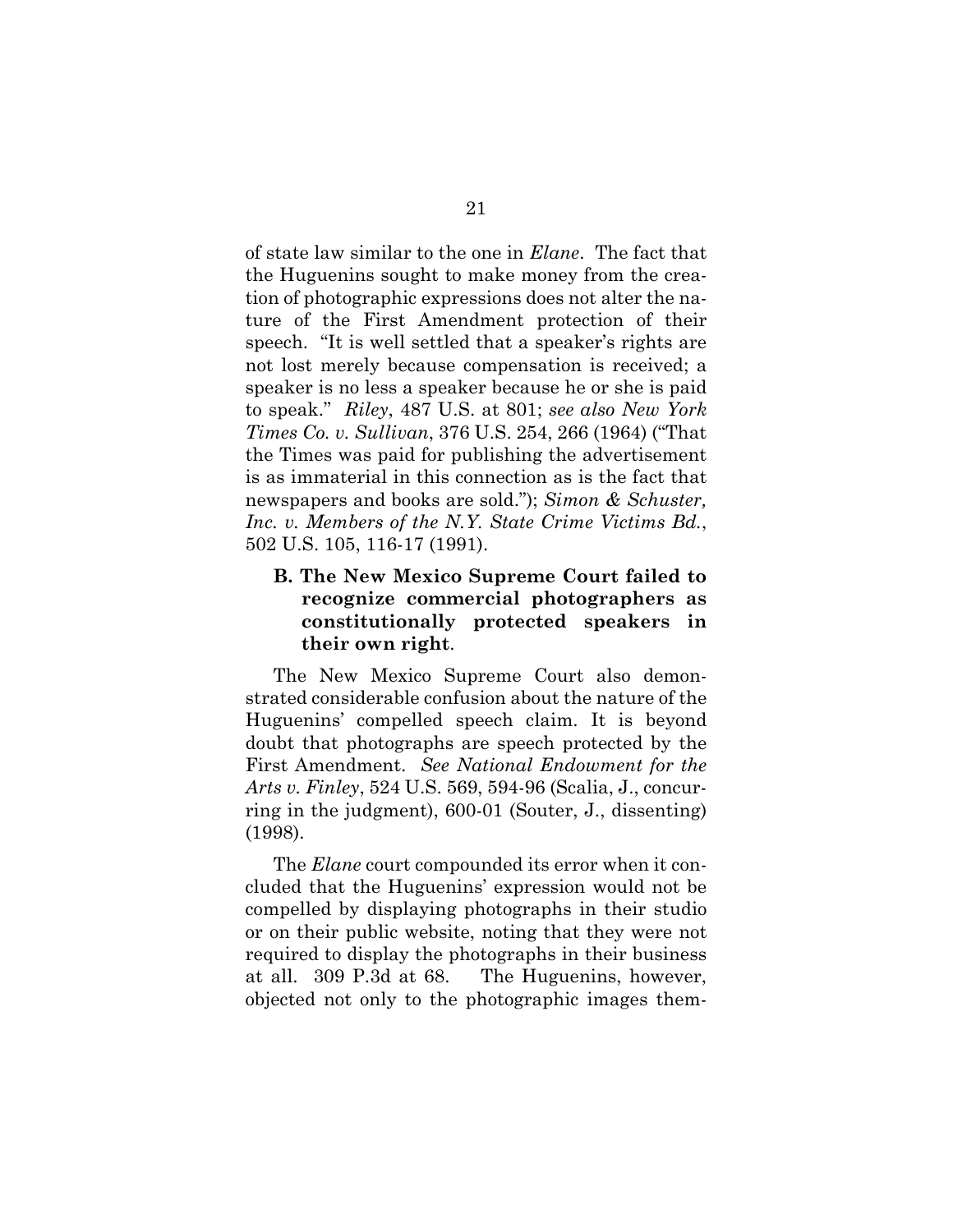of state law similar to the one in *Elane*. The fact that the Huguenins sought to make money from the creation of photographic expressions does not alter the nature of the First Amendment protection of their speech. "It is well settled that a speaker's rights are not lost merely because compensation is received; a speaker is no less a speaker because he or she is paid to speak." *Riley*, 487 U.S. at 801; *see also New York Times Co. v. Sullivan*, 376 U.S. 254, 266 (1964) ("That the Times was paid for publishing the advertisement is as immaterial in this connection as is the fact that newspapers and books are sold."); *Simon & Schuster, Inc. v. Members of the N.Y. State Crime Victims Bd.*, 502 U.S. 105, 116-17 (1991).

### B. The New Mexico Supreme Court failed to recognize commercial photographers as constitutionally protected speakers in their own right.

The New Mexico Supreme Court also demonstrated considerable confusion about the nature of the Huguenins' compelled speech claim. It is beyond doubt that photographs are speech protected by the First Amendment. *See National Endowment for the Arts v. Finley*, 524 U.S. 569, 594-96 (Scalia, J., concurring in the judgment), 600-01 (Souter, J., dissenting) (1998).

The *Elane* court compounded its error when it concluded that the Huguenins' expression would not be compelled by displaying photographs in their studio or on their public website, noting that they were not required to display the photographs in their business at all. 309 P.3d at 68. The Huguenins, however, objected not only to the photographic images them-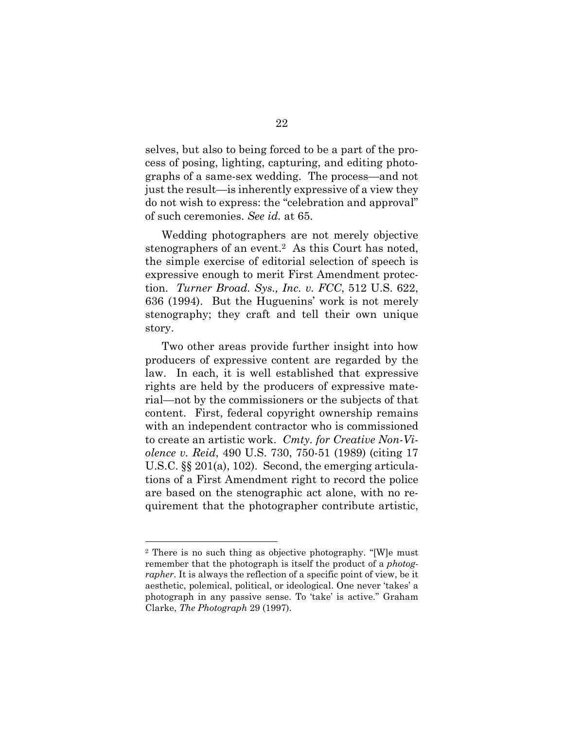selves, but also to being forced to be a part of the process of posing, lighting, capturing, and editing photographs of a same-sex wedding. The process—and not just the result—is inherently expressive of a view they do not wish to express: the "celebration and approval" of such ceremonies. *See id.* at 65.

Wedding photographers are not merely objective stenographers of an event.[2] As this Court has noted, the simple exercise of editorial selection of speech is expressive enough to merit First Amendment protection. *Turner Broad. Sys., Inc. v. FCC*, 512 U.S. 622, 636 (1994). But the Huguenins' work is not merely stenography; they craft and tell their own unique story.

Two other areas provide further insight into how producers of expressive content are regarded by the law. In each, it is well established that expressive rights are held by the producers of expressive material—not by the commissioners or the subjects of that content. First, federal copyright ownership remains with an independent contractor who is commissioned to create an artistic work. *Cmty. for Creative Non-Violence v. Reid*, 490 U.S. 730, 750-51 (1989) (citing 17 U.S.C. §§ 201(a), 102). Second, the emerging articulations of a First Amendment right to record the police are based on the stenographic act alone, with no requirement that the photographer contribute artistic,

---

[2] There is no such thing as objective photography. "[W]e must remember that the photograph is itself the product of a *photographer*. It is always the reflection of a specific point of view, be it aesthetic, polemical, political, or ideological. One never 'takes' a photograph in any passive sense. To 'take' is active." Graham Clarke, *The Photograph* 29 (1997).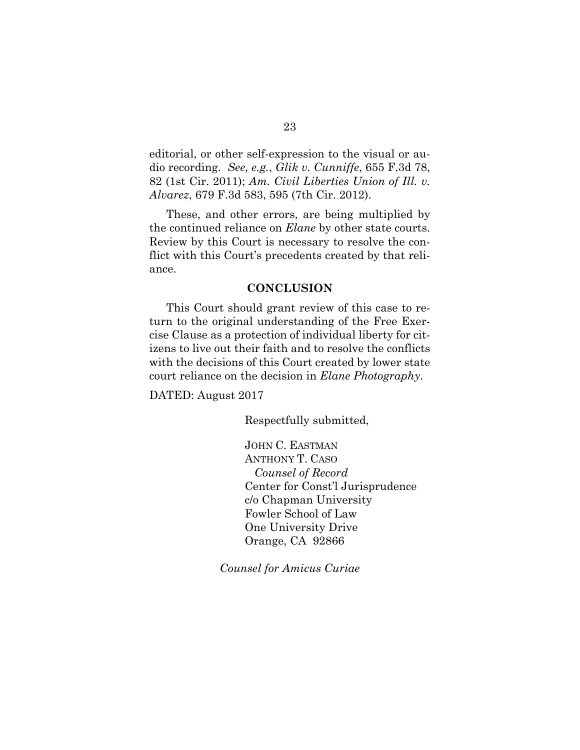editorial, or other self-expression to the visual or audio recording. *See, e.g.*, *Glik v. Cunniffe*, 655 F.3d 78, 82 (1st Cir. 2011); *Am. Civil Liberties Union of Ill. v. Alvarez*, 679 F.3d 583, 595 (7th Cir. 2012).

These, and other errors, are being multiplied by the continued reliance on *Elane* by other state courts. Review by this Court is necessary to resolve the conflict with this Court's precedents created by that reliance.

## CONCLUSION

This Court should grant review of this case to return to the original understanding of the Free Exercise Clause as a protection of individual liberty for citizens to live out their faith and to resolve the conflicts with the decisions of this Court created by lower state court reliance on the decision in *Elane Photography*.

DATED: August 2017

Respectfully submitted,

JOHN C. EASTMAN
ANTHONY T. CASO
*Counsel of Record*
Center for Const'l Jurisprudence
c/o Chapman University
Fowler School of Law
One University Drive
Orange, CA 92866

*Counsel for Amicus Curiae*